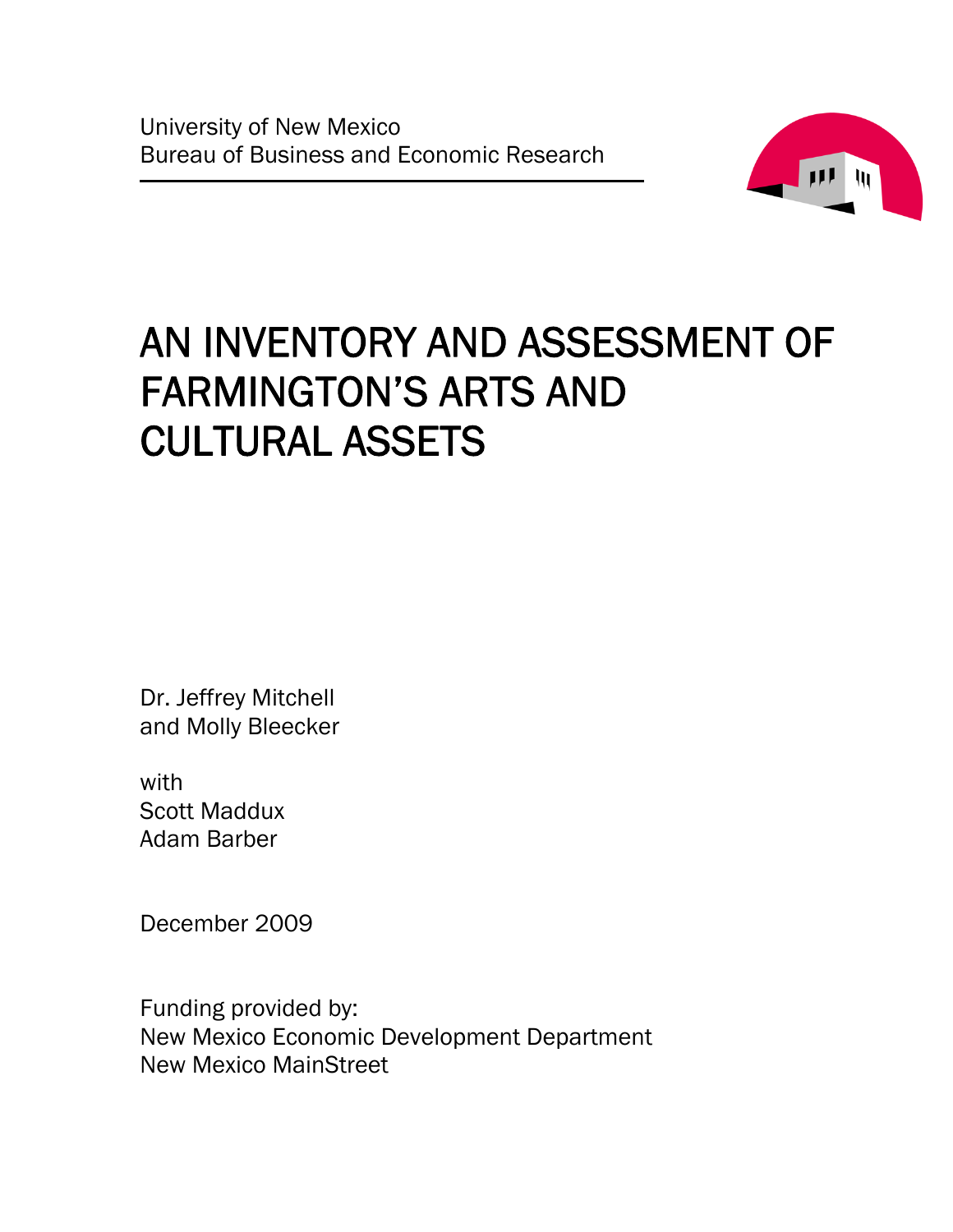University of New Mexico
Bureau of Business and Economic Research

# AN INVENTORY AND ASSESSMENT OF FARMINGTON'S ARTS AND CULTURAL ASSETS

Dr. Jeffrey Mitchell
and Molly Bleecker

with
Scott Maddux
Adam Barber

December 2009

Funding provided by:
New Mexico Economic Development Department
New Mexico MainStreet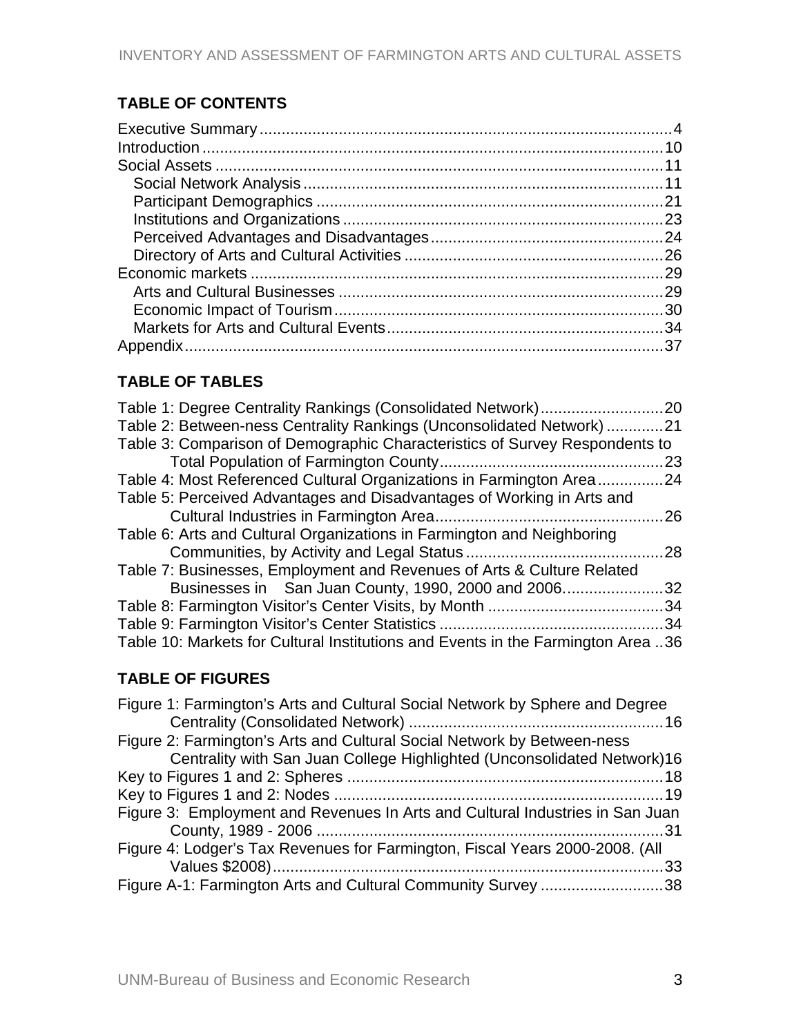## TABLE OF CONTENTS

Executive Summary ........................................................................................ 4
Introduction ................................................................................................. 10
Social Assets ............................................................................................... 11
- Social Network Analysis ............................................................................ 11
- Participant Demographics .......................................................................... 21
- Institutions and Organizations ................................................................... 23
- Perceived Advantages and Disadvantages ................................................. 24
- Directory of Arts and Cultural Activities ..................................................... 26

Economic markets .......................................................................................... 29
- Arts and Cultural Businesses ...................................................................... 29
- Economic Impact of Tourism ...................................................................... 30
- Markets for Arts and Cultural Events .......................................................... 34

Appendix ....................................................................................................... 37

## TABLE OF TABLES

Table 1: Degree Centrality Rankings (Consolidated Network) ............................ 20
Table 2: Between-ness Centrality Rankings (Unconsolidated Network) ............. 21
Table 3: Comparison of Demographic Characteristics of Survey Respondents to Total Population of Farmington County ................................................... 23
Table 4: Most Referenced Cultural Organizations in Farmington Area ............... 24
Table 5: Perceived Advantages and Disadvantages of Working in Arts and Cultural Industries in Farmington Area .................................................... 26
Table 6: Arts and Cultural Organizations in Farmington and Neighboring Communities, by Activity and Legal Status ............................................. 28
Table 7: Businesses, Employment and Revenues of Arts & Culture Related Businesses in San Juan County, 1990, 2000 and 2006. ....................... 32
Table 8: Farmington Visitor's Center Visits, by Month ........................................ 34
Table 9: Farmington Visitor's Center Statistics ................................................... 34
Table 10: Markets for Cultural Institutions and Events in the Farmington Area .. 36

## TABLE OF FIGURES

Figure 1: Farmington's Arts and Cultural Social Network by Sphere and Degree Centrality (Consolidated Network) .......................................................... 16
Figure 2: Farmington's Arts and Cultural Social Network by Between-ness Centrality with San Juan College Highlighted (Unconsolidated Network) 16
Key to Figures 1 and 2: Spheres ........................................................................ 18
Key to Figures 1 and 2: Nodes ........................................................................... 19
Figure 3: Employment and Revenues In Arts and Cultural Industries in San Juan County, 1989 - 2006 ............................................................................... 31
Figure 4: Lodger's Tax Revenues for Farmington, Fiscal Years 2000-2008. (All Values $2008) ......................................................................................... 33
Figure A-1: Farmington Arts and Cultural Community Survey ............................ 38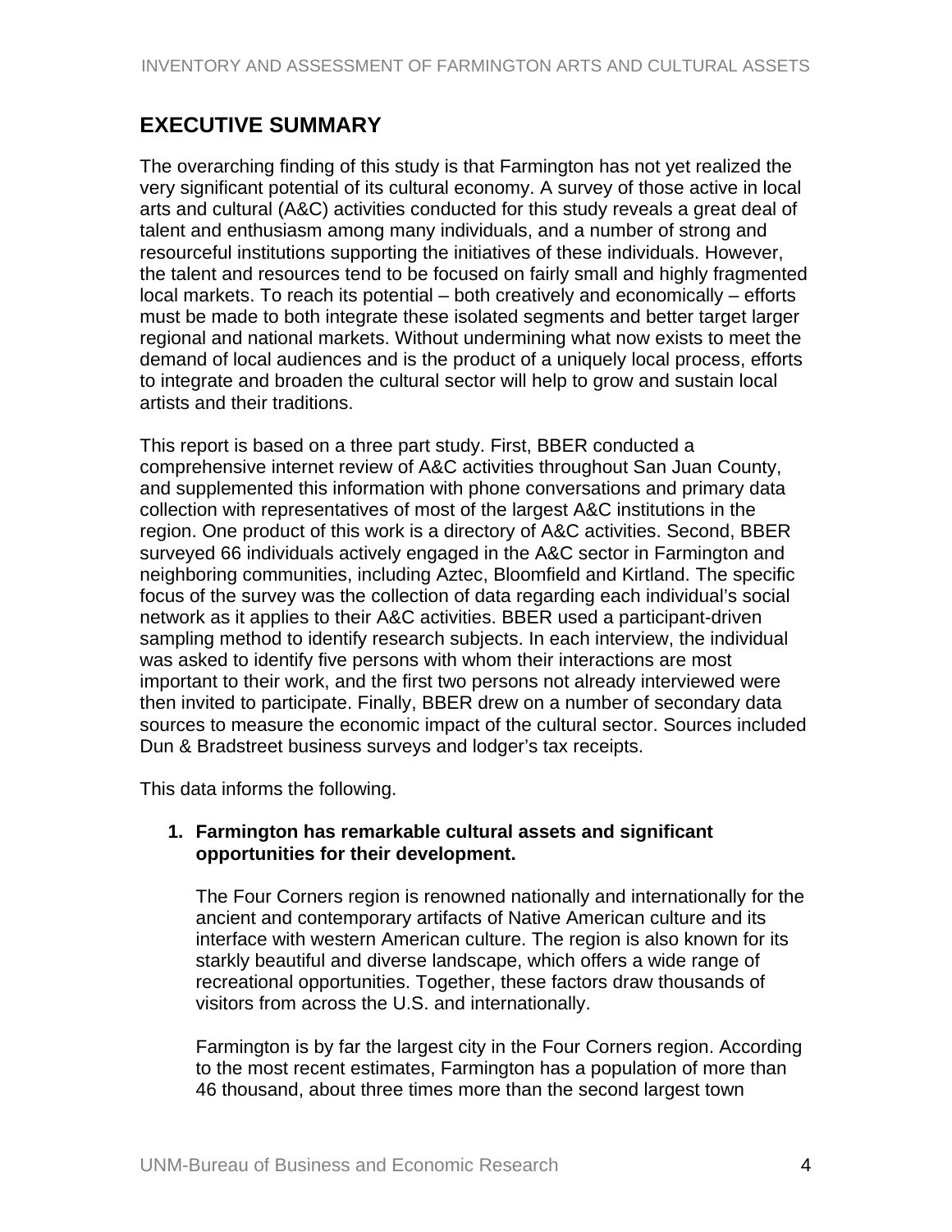## EXECUTIVE SUMMARY

The overarching finding of this study is that Farmington has not yet realized the very significant potential of its cultural economy. A survey of those active in local arts and cultural (A&C) activities conducted for this study reveals a great deal of talent and enthusiasm among many individuals, and a number of strong and resourceful institutions supporting the initiatives of these individuals. However, the talent and resources tend to be focused on fairly small and highly fragmented local markets. To reach its potential – both creatively and economically – efforts must be made to both integrate these isolated segments and better target larger regional and national markets. Without undermining what now exists to meet the demand of local audiences and is the product of a uniquely local process, efforts to integrate and broaden the cultural sector will help to grow and sustain local artists and their traditions.

This report is based on a three part study. First, BBER conducted a comprehensive internet review of A&C activities throughout San Juan County, and supplemented this information with phone conversations and primary data collection with representatives of most of the largest A&C institutions in the region. One product of this work is a directory of A&C activities. Second, BBER surveyed 66 individuals actively engaged in the A&C sector in Farmington and neighboring communities, including Aztec, Bloomfield and Kirtland. The specific focus of the survey was the collection of data regarding each individual's social network as it applies to their A&C activities. BBER used a participant-driven sampling method to identify research subjects. In each interview, the individual was asked to identify five persons with whom their interactions are most important to their work, and the first two persons not already interviewed were then invited to participate. Finally, BBER drew on a number of secondary data sources to measure the economic impact of the cultural sector. Sources included Dun & Bradstreet business surveys and lodger's tax receipts.

This data informs the following.

1. **Farmington has remarkable cultural assets and significant opportunities for their development.**

   The Four Corners region is renowned nationally and internationally for the ancient and contemporary artifacts of Native American culture and its interface with western American culture. The region is also known for its starkly beautiful and diverse landscape, which offers a wide range of recreational opportunities. Together, these factors draw thousands of visitors from across the U.S. and internationally.

   Farmington is by far the largest city in the Four Corners region. According to the most recent estimates, Farmington has a population of more than 46 thousand, about three times more than the second largest town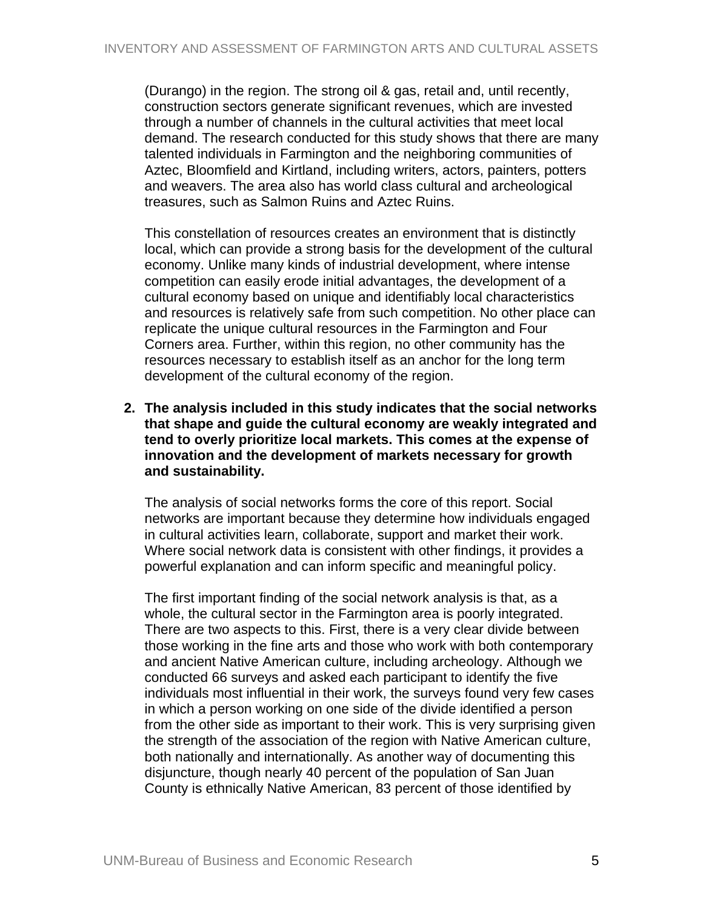(Durango) in the region. The strong oil & gas, retail and, until recently, construction sectors generate significant revenues, which are invested through a number of channels in the cultural activities that meet local demand. The research conducted for this study shows that there are many talented individuals in Farmington and the neighboring communities of Aztec, Bloomfield and Kirtland, including writers, actors, painters, potters and weavers. The area also has world class cultural and archeological treasures, such as Salmon Ruins and Aztec Ruins.

This constellation of resources creates an environment that is distinctly local, which can provide a strong basis for the development of the cultural economy. Unlike many kinds of industrial development, where intense competition can easily erode initial advantages, the development of a cultural economy based on unique and identifiably local characteristics and resources is relatively safe from such competition. No other place can replicate the unique cultural resources in the Farmington and Four Corners area. Further, within this region, no other community has the resources necessary to establish itself as an anchor for the long term development of the cultural economy of the region.

2. **The analysis included in this study indicates that the social networks that shape and guide the cultural economy are weakly integrated and tend to overly prioritize local markets. This comes at the expense of innovation and the development of markets necessary for growth and sustainability.**

   The analysis of social networks forms the core of this report. Social networks are important because they determine how individuals engaged in cultural activities learn, collaborate, support and market their work. Where social network data is consistent with other findings, it provides a powerful explanation and can inform specific and meaningful policy.

   The first important finding of the social network analysis is that, as a whole, the cultural sector in the Farmington area is poorly integrated. There are two aspects to this. First, there is a very clear divide between those working in the fine arts and those who work with both contemporary and ancient Native American culture, including archeology. Although we conducted 66 surveys and asked each participant to identify the five individuals most influential in their work, the surveys found very few cases in which a person working on one side of the divide identified a person from the other side as important to their work. This is very surprising given the strength of the association of the region with Native American culture, both nationally and internationally. As another way of documenting this disjuncture, though nearly 40 percent of the population of San Juan County is ethnically Native American, 83 percent of those identified by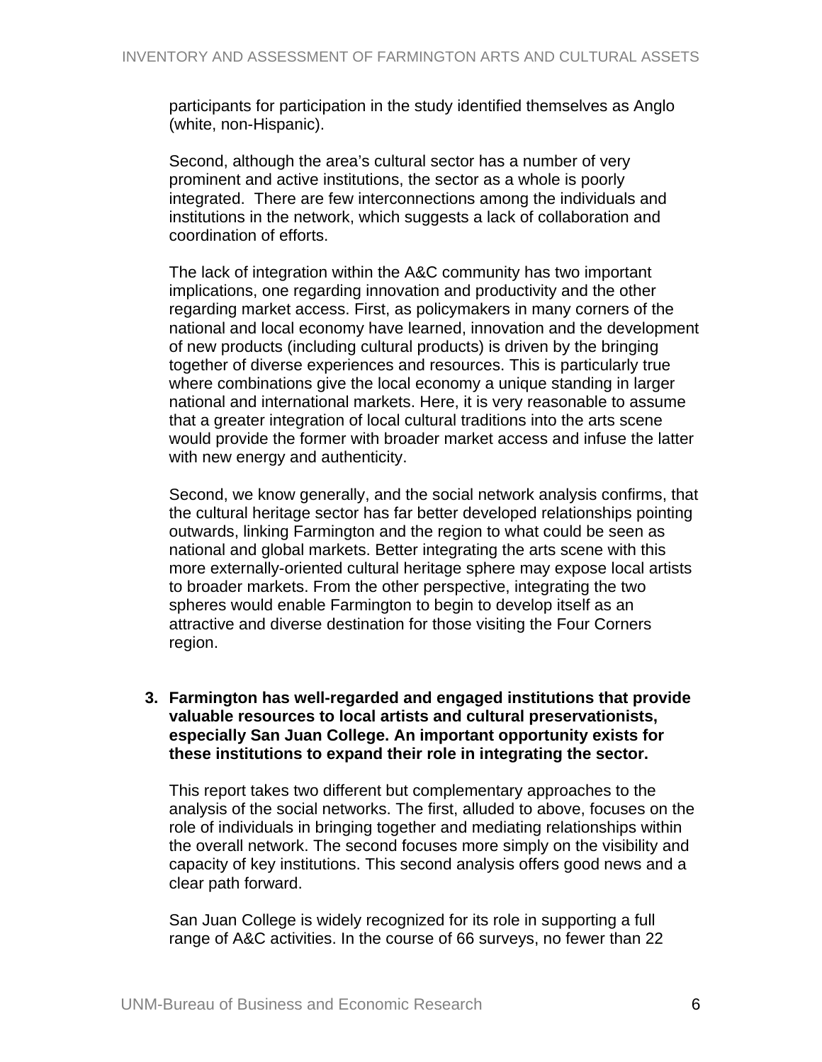participants for participation in the study identified themselves as Anglo (white, non-Hispanic).

Second, although the area's cultural sector has a number of very prominent and active institutions, the sector as a whole is poorly integrated. There are few interconnections among the individuals and institutions in the network, which suggests a lack of collaboration and coordination of efforts.

The lack of integration within the A&C community has two important implications, one regarding innovation and productivity and the other regarding market access. First, as policymakers in many corners of the national and local economy have learned, innovation and the development of new products (including cultural products) is driven by the bringing together of diverse experiences and resources. This is particularly true where combinations give the local economy a unique standing in larger national and international markets. Here, it is very reasonable to assume that a greater integration of local cultural traditions into the arts scene would provide the former with broader market access and infuse the latter with new energy and authenticity.

Second, we know generally, and the social network analysis confirms, that the cultural heritage sector has far better developed relationships pointing outwards, linking Farmington and the region to what could be seen as national and global markets. Better integrating the arts scene with this more externally-oriented cultural heritage sphere may expose local artists to broader markets. From the other perspective, integrating the two spheres would enable Farmington to begin to develop itself as an attractive and diverse destination for those visiting the Four Corners region.

3. **Farmington has well-regarded and engaged institutions that provide valuable resources to local artists and cultural preservationists, especially San Juan College. An important opportunity exists for these institutions to expand their role in integrating the sector.**

This report takes two different but complementary approaches to the analysis of the social networks. The first, alluded to above, focuses on the role of individuals in bringing together and mediating relationships within the overall network. The second focuses more simply on the visibility and capacity of key institutions. This second analysis offers good news and a clear path forward.

San Juan College is widely recognized for its role in supporting a full range of A&C activities. In the course of 66 surveys, no fewer than 22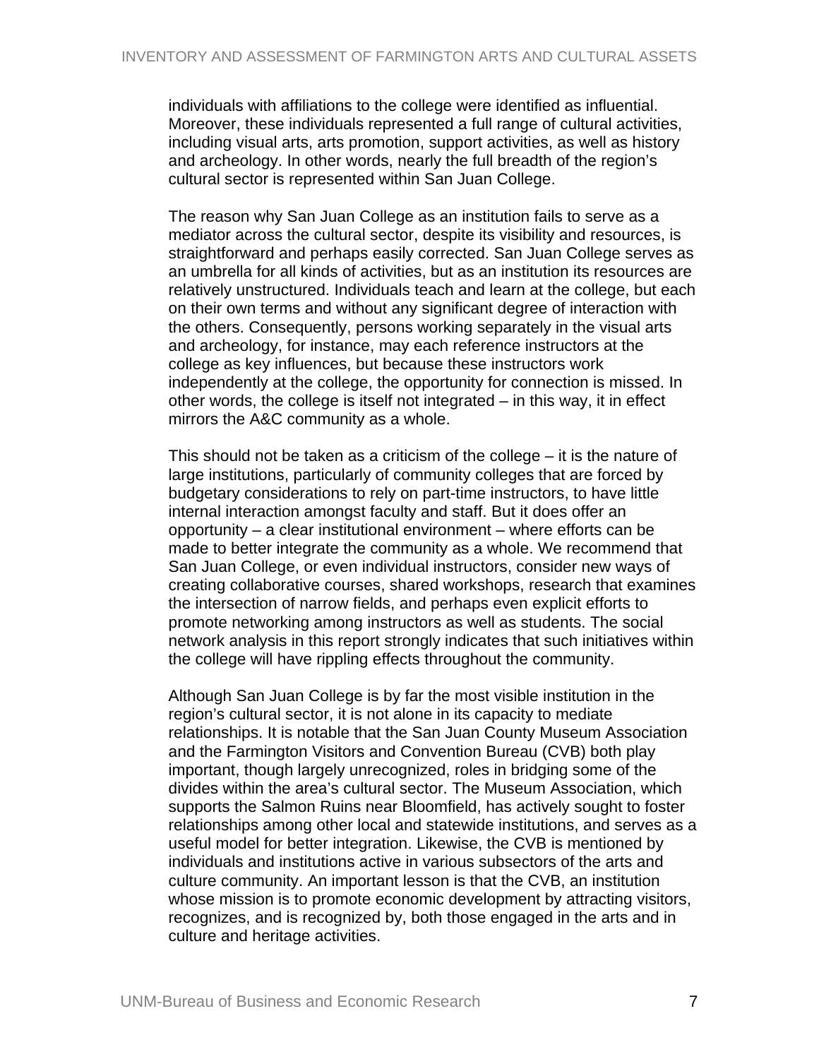individuals with affiliations to the college were identified as influential. Moreover, these individuals represented a full range of cultural activities, including visual arts, arts promotion, support activities, as well as history and archeology. In other words, nearly the full breadth of the region's cultural sector is represented within San Juan College.

The reason why San Juan College as an institution fails to serve as a mediator across the cultural sector, despite its visibility and resources, is straightforward and perhaps easily corrected. San Juan College serves as an umbrella for all kinds of activities, but as an institution its resources are relatively unstructured. Individuals teach and learn at the college, but each on their own terms and without any significant degree of interaction with the others. Consequently, persons working separately in the visual arts and archeology, for instance, may each reference instructors at the college as key influences, but because these instructors work independently at the college, the opportunity for connection is missed. In other words, the college is itself not integrated – in this way, it in effect mirrors the A&C community as a whole.

This should not be taken as a criticism of the college – it is the nature of large institutions, particularly of community colleges that are forced by budgetary considerations to rely on part-time instructors, to have little internal interaction amongst faculty and staff. But it does offer an opportunity – a clear institutional environment – where efforts can be made to better integrate the community as a whole. We recommend that San Juan College, or even individual instructors, consider new ways of creating collaborative courses, shared workshops, research that examines the intersection of narrow fields, and perhaps even explicit efforts to promote networking among instructors as well as students. The social network analysis in this report strongly indicates that such initiatives within the college will have rippling effects throughout the community.

Although San Juan College is by far the most visible institution in the region's cultural sector, it is not alone in its capacity to mediate relationships. It is notable that the San Juan County Museum Association and the Farmington Visitors and Convention Bureau (CVB) both play important, though largely unrecognized, roles in bridging some of the divides within the area's cultural sector. The Museum Association, which supports the Salmon Ruins near Bloomfield, has actively sought to foster relationships among other local and statewide institutions, and serves as a useful model for better integration. Likewise, the CVB is mentioned by individuals and institutions active in various subsectors of the arts and culture community. An important lesson is that the CVB, an institution whose mission is to promote economic development by attracting visitors, recognizes, and is recognized by, both those engaged in the arts and in culture and heritage activities.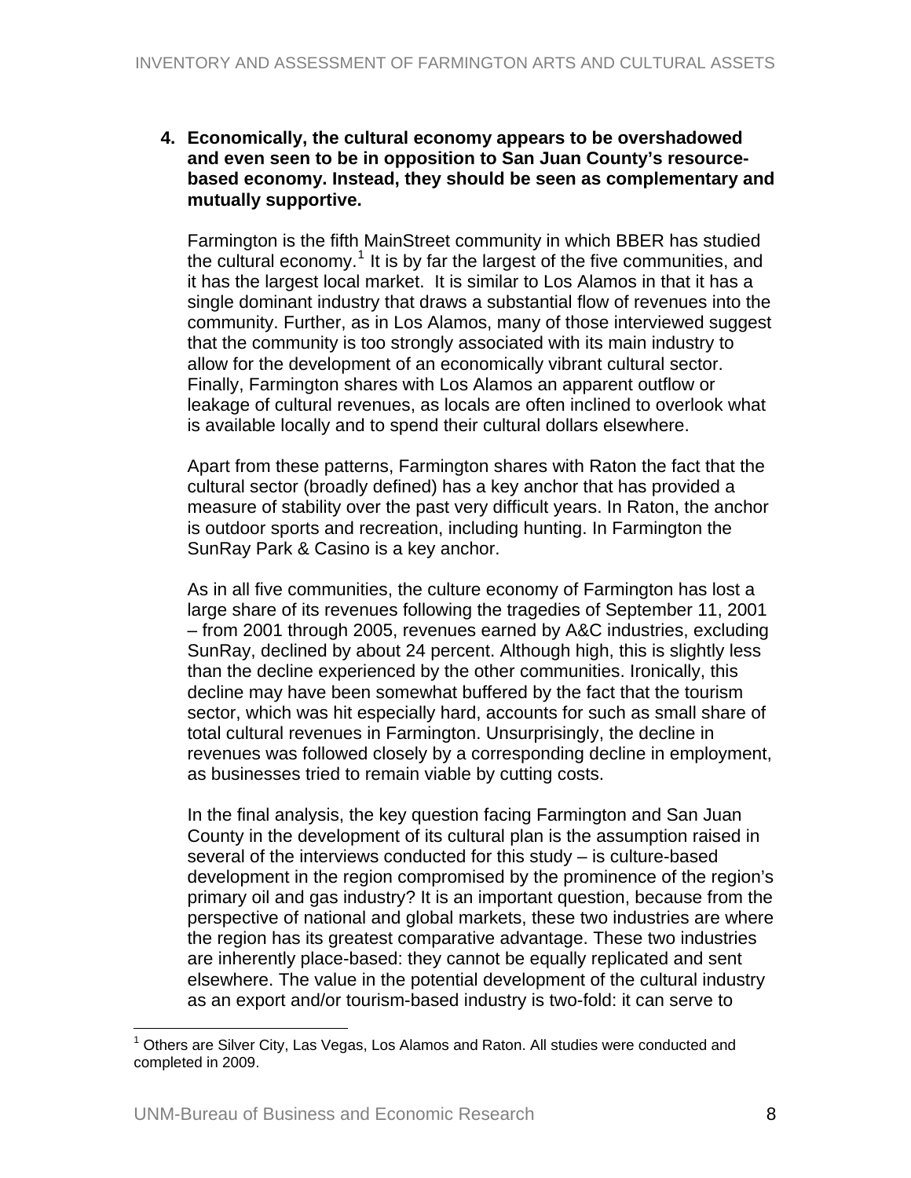4. **Economically, the cultural economy appears to be overshadowed and even seen to be in opposition to San Juan County's resource-based economy. Instead, they should be seen as complementary and mutually supportive.**

   Farmington is the fifth MainStreet community in which BBER has studied the cultural economy.[1] It is by far the largest of the five communities, and it has the largest local market. It is similar to Los Alamos in that it has a single dominant industry that draws a substantial flow of revenues into the community. Further, as in Los Alamos, many of those interviewed suggest that the community is too strongly associated with its main industry to allow for the development of an economically vibrant cultural sector. Finally, Farmington shares with Los Alamos an apparent outflow or leakage of cultural revenues, as locals are often inclined to overlook what is available locally and to spend their cultural dollars elsewhere.

   Apart from these patterns, Farmington shares with Raton the fact that the cultural sector (broadly defined) has a key anchor that has provided a measure of stability over the past very difficult years. In Raton, the anchor is outdoor sports and recreation, including hunting. In Farmington the SunRay Park & Casino is a key anchor.

   As in all five communities, the culture economy of Farmington has lost a large share of its revenues following the tragedies of September 11, 2001 – from 2001 through 2005, revenues earned by A&C industries, excluding SunRay, declined by about 24 percent. Although high, this is slightly less than the decline experienced by the other communities. Ironically, this decline may have been somewhat buffered by the fact that the tourism sector, which was hit especially hard, accounts for such as small share of total cultural revenues in Farmington. Unsurprisingly, the decline in revenues was followed closely by a corresponding decline in employment, as businesses tried to remain viable by cutting costs.

   In the final analysis, the key question facing Farmington and San Juan County in the development of its cultural plan is the assumption raised in several of the interviews conducted for this study – is culture-based development in the region compromised by the prominence of the region's primary oil and gas industry? It is an important question, because from the perspective of national and global markets, these two industries are where the region has its greatest comparative advantage. These two industries are inherently place-based: they cannot be equally replicated and sent elsewhere. The value in the potential development of the cultural industry as an export and/or tourism-based industry is two-fold: it can serve to

[1] Others are Silver City, Las Vegas, Los Alamos and Raton. All studies were conducted and completed in 2009.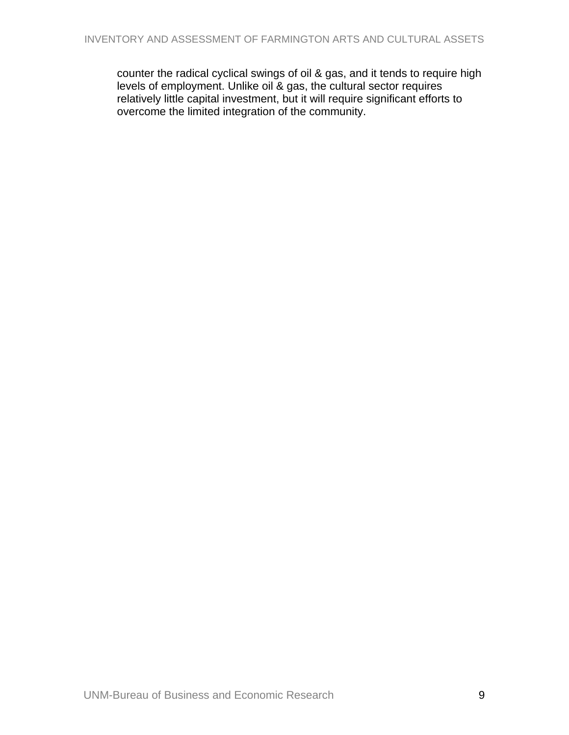counter the radical cyclical swings of oil & gas, and it tends to require high levels of employment. Unlike oil & gas, the cultural sector requires relatively little capital investment, but it will require significant efforts to overcome the limited integration of the community.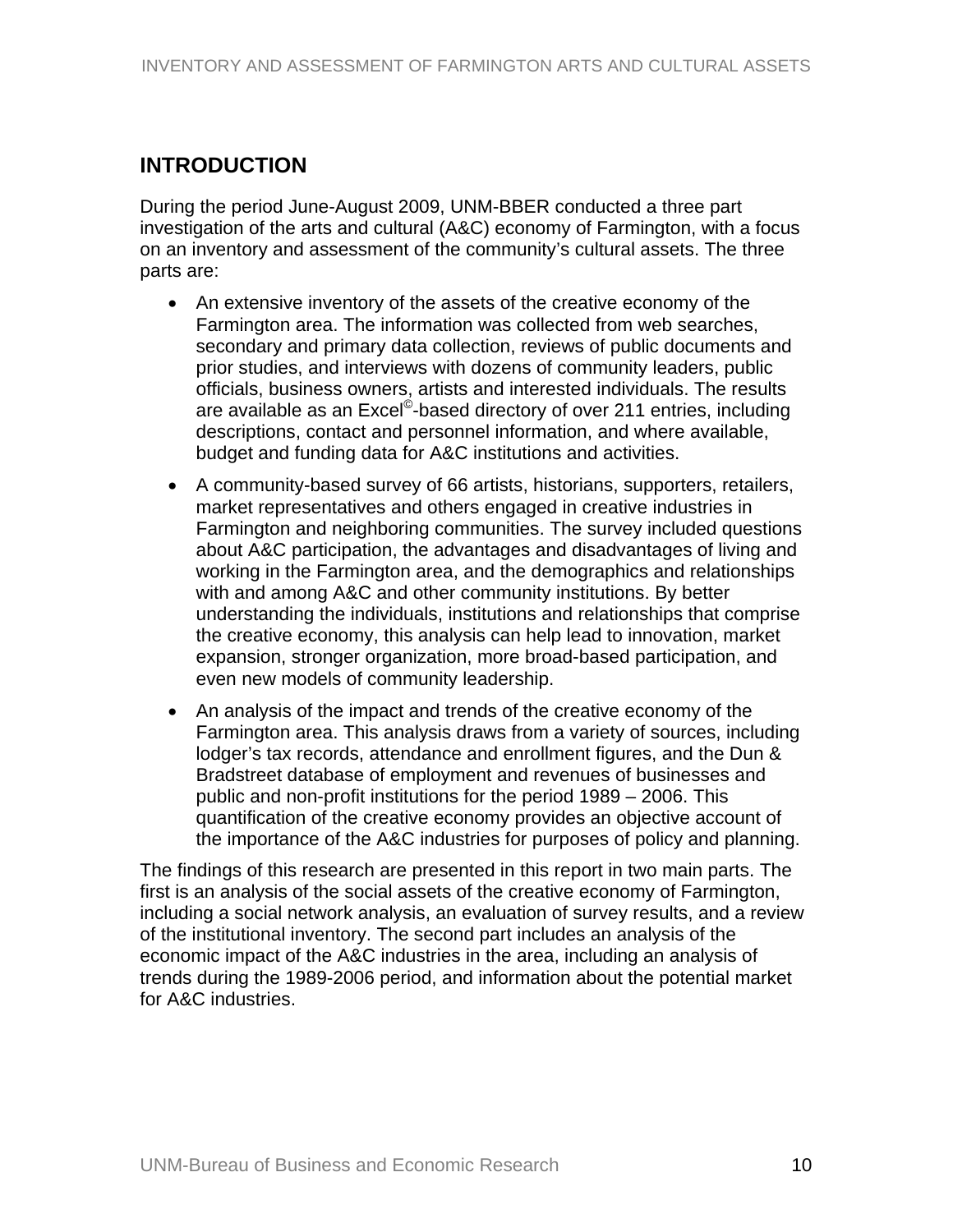# INTRODUCTION

During the period June-August 2009, UNM-BBER conducted a three part investigation of the arts and cultural (A&C) economy of Farmington, with a focus on an inventory and assessment of the community's cultural assets. The three parts are:

- An extensive inventory of the assets of the creative economy of the Farmington area. The information was collected from web searches, secondary and primary data collection, reviews of public documents and prior studies, and interviews with dozens of community leaders, public officials, business owners, artists and interested individuals. The results are available as an Excel©-based directory of over 211 entries, including descriptions, contact and personnel information, and where available, budget and funding data for A&C institutions and activities.
- A community-based survey of 66 artists, historians, supporters, retailers, market representatives and others engaged in creative industries in Farmington and neighboring communities. The survey included questions about A&C participation, the advantages and disadvantages of living and working in the Farmington area, and the demographics and relationships with and among A&C and other community institutions. By better understanding the individuals, institutions and relationships that comprise the creative economy, this analysis can help lead to innovation, market expansion, stronger organization, more broad-based participation, and even new models of community leadership.
- An analysis of the impact and trends of the creative economy of the Farmington area. This analysis draws from a variety of sources, including lodger's tax records, attendance and enrollment figures, and the Dun & Bradstreet database of employment and revenues of businesses and public and non-profit institutions for the period 1989 – 2006. This quantification of the creative economy provides an objective account of the importance of the A&C industries for purposes of policy and planning.

The findings of this research are presented in this report in two main parts. The first is an analysis of the social assets of the creative economy of Farmington, including a social network analysis, an evaluation of survey results, and a review of the institutional inventory. The second part includes an analysis of the economic impact of the A&C industries in the area, including an analysis of trends during the 1989-2006 period, and information about the potential market for A&C industries.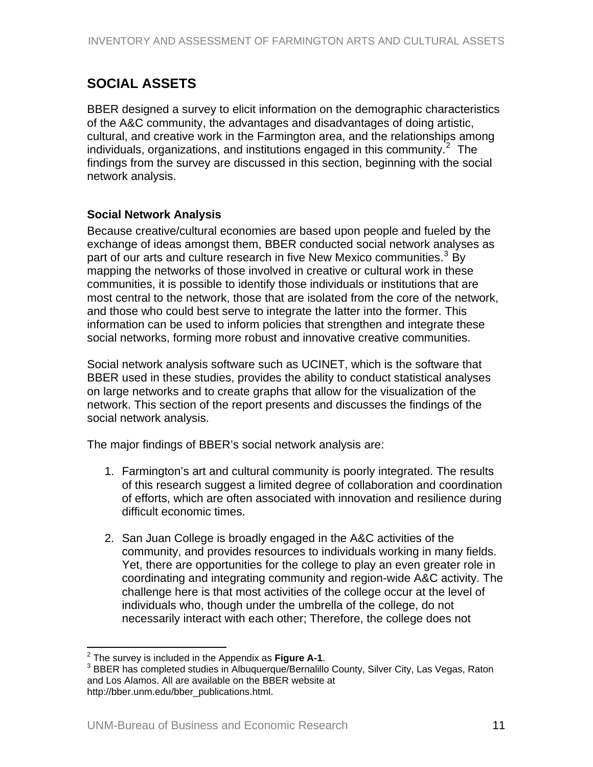## SOCIAL ASSETS

BBER designed a survey to elicit information on the demographic characteristics of the A&C community, the advantages and disadvantages of doing artistic, cultural, and creative work in the Farmington area, and the relationships among individuals, organizations, and institutions engaged in this community.[2] The findings from the survey are discussed in this section, beginning with the social network analysis.

### Social Network Analysis

Because creative/cultural economies are based upon people and fueled by the exchange of ideas amongst them, BBER conducted social network analyses as part of our arts and culture research in five New Mexico communities.[3] By mapping the networks of those involved in creative or cultural work in these communities, it is possible to identify those individuals or institutions that are most central to the network, those that are isolated from the core of the network, and those who could best serve to integrate the latter into the former. This information can be used to inform policies that strengthen and integrate these social networks, forming more robust and innovative creative communities.

Social network analysis software such as UCINET, which is the software that BBER used in these studies, provides the ability to conduct statistical analyses on large networks and to create graphs that allow for the visualization of the network. This section of the report presents and discusses the findings of the social network analysis.

The major findings of BBER's social network analysis are:

1. Farmington's art and cultural community is poorly integrated. The results of this research suggest a limited degree of collaboration and coordination of efforts, which are often associated with innovation and resilience during difficult economic times.

2. San Juan College is broadly engaged in the A&C activities of the community, and provides resources to individuals working in many fields. Yet, there are opportunities for the college to play an even greater role in coordinating and integrating community and region-wide A&C activity. The challenge here is that most activities of the college occur at the level of individuals who, though under the umbrella of the college, do not necessarily interact with each other; Therefore, the college does not

---

[2] The survey is included in the Appendix as **Figure A-1**.

[3] BBER has completed studies in Albuquerque/Bernalillo County, Silver City, Las Vegas, Raton and Los Alamos. All are available on the BBER website at http://bber.unm.edu/bber_publications.html.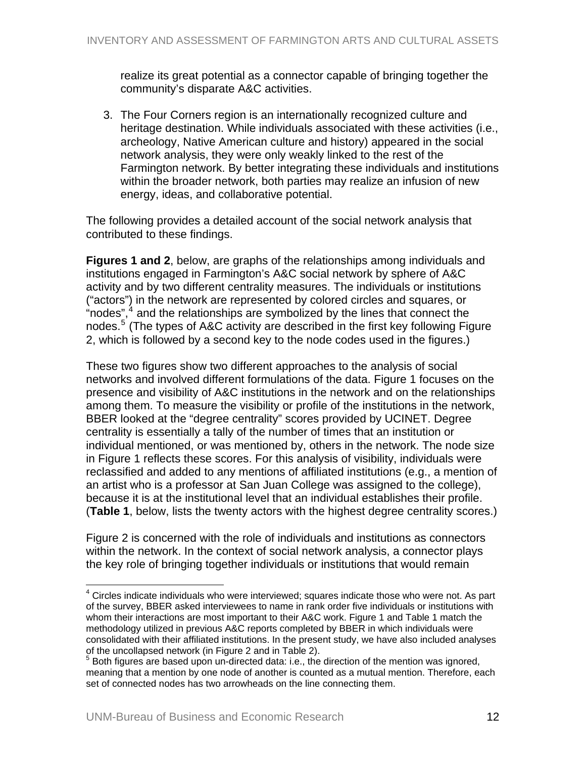realize its great potential as a connector capable of bringing together the community's disparate A&C activities.

3. The Four Corners region is an internationally recognized culture and heritage destination. While individuals associated with these activities (i.e., archeology, Native American culture and history) appeared in the social network analysis, they were only weakly linked to the rest of the Farmington network. By better integrating these individuals and institutions within the broader network, both parties may realize an infusion of new energy, ideas, and collaborative potential.

The following provides a detailed account of the social network analysis that contributed to these findings.

**Figures 1 and 2**, below, are graphs of the relationships among individuals and institutions engaged in Farmington's A&C social network by sphere of A&C activity and by two different centrality measures. The individuals or institutions ("actors") in the network are represented by colored circles and squares, or "nodes",[4] and the relationships are symbolized by the lines that connect the nodes.[5] (The types of A&C activity are described in the first key following Figure 2, which is followed by a second key to the node codes used in the figures.)

These two figures show two different approaches to the analysis of social networks and involved different formulations of the data. Figure 1 focuses on the presence and visibility of A&C institutions in the network and on the relationships among them. To measure the visibility or profile of the institutions in the network, BBER looked at the "degree centrality" scores provided by UCINET. Degree centrality is essentially a tally of the number of times that an institution or individual mentioned, or was mentioned by, others in the network. The node size in Figure 1 reflects these scores. For this analysis of visibility, individuals were reclassified and added to any mentions of affiliated institutions (e.g., a mention of an artist who is a professor at San Juan College was assigned to the college), because it is at the institutional level that an individual establishes their profile. (**Table 1**, below, lists the twenty actors with the highest degree centrality scores.)

Figure 2 is concerned with the role of individuals and institutions as connectors within the network. In the context of social network analysis, a connector plays the key role of bringing together individuals or institutions that would remain

---

[4] Circles indicate individuals who were interviewed; squares indicate those who were not. As part of the survey, BBER asked interviewees to name in rank order five individuals or institutions with whom their interactions are most important to their A&C work. Figure 1 and Table 1 match the methodology utilized in previous A&C reports completed by BBER in which individuals were consolidated with their affiliated institutions. In the present study, we have also included analyses of the uncollapsed network (in Figure 2 and in Table 2).

[5] Both figures are based upon un-directed data: i.e., the direction of the mention was ignored, meaning that a mention by one node of another is counted as a mutual mention. Therefore, each set of connected nodes has two arrowheads on the line connecting them.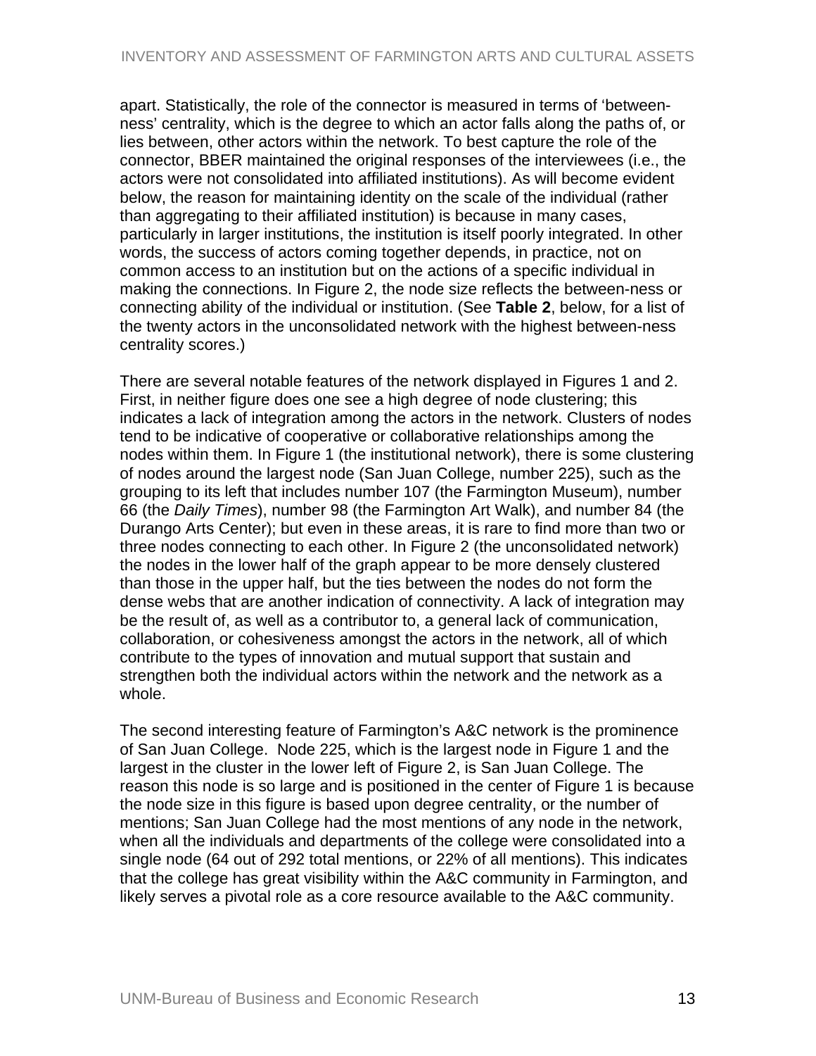apart. Statistically, the role of the connector is measured in terms of 'between-ness' centrality, which is the degree to which an actor falls along the paths of, or lies between, other actors within the network. To best capture the role of the connector, BBER maintained the original responses of the interviewees (i.e., the actors were not consolidated into affiliated institutions). As will become evident below, the reason for maintaining identity on the scale of the individual (rather than aggregating to their affiliated institution) is because in many cases, particularly in larger institutions, the institution is itself poorly integrated. In other words, the success of actors coming together depends, in practice, not on common access to an institution but on the actions of a specific individual in making the connections. In Figure 2, the node size reflects the between-ness or connecting ability of the individual or institution. (See **Table 2**, below, for a list of the twenty actors in the unconsolidated network with the highest between-ness centrality scores.)

There are several notable features of the network displayed in Figures 1 and 2. First, in neither figure does one see a high degree of node clustering; this indicates a lack of integration among the actors in the network. Clusters of nodes tend to be indicative of cooperative or collaborative relationships among the nodes within them. In Figure 1 (the institutional network), there is some clustering of nodes around the largest node (San Juan College, number 225), such as the grouping to its left that includes number 107 (the Farmington Museum), number 66 (the *Daily Times*), number 98 (the Farmington Art Walk), and number 84 (the Durango Arts Center); but even in these areas, it is rare to find more than two or three nodes connecting to each other. In Figure 2 (the unconsolidated network) the nodes in the lower half of the graph appear to be more densely clustered than those in the upper half, but the ties between the nodes do not form the dense webs that are another indication of connectivity. A lack of integration may be the result of, as well as a contributor to, a general lack of communication, collaboration, or cohesiveness amongst the actors in the network, all of which contribute to the types of innovation and mutual support that sustain and strengthen both the individual actors within the network and the network as a whole.

The second interesting feature of Farmington's A&C network is the prominence of San Juan College. Node 225, which is the largest node in Figure 1 and the largest in the cluster in the lower left of Figure 2, is San Juan College. The reason this node is so large and is positioned in the center of Figure 1 is because the node size in this figure is based upon degree centrality, or the number of mentions; San Juan College had the most mentions of any node in the network, when all the individuals and departments of the college were consolidated into a single node (64 out of 292 total mentions, or 22% of all mentions). This indicates that the college has great visibility within the A&C community in Farmington, and likely serves a pivotal role as a core resource available to the A&C community.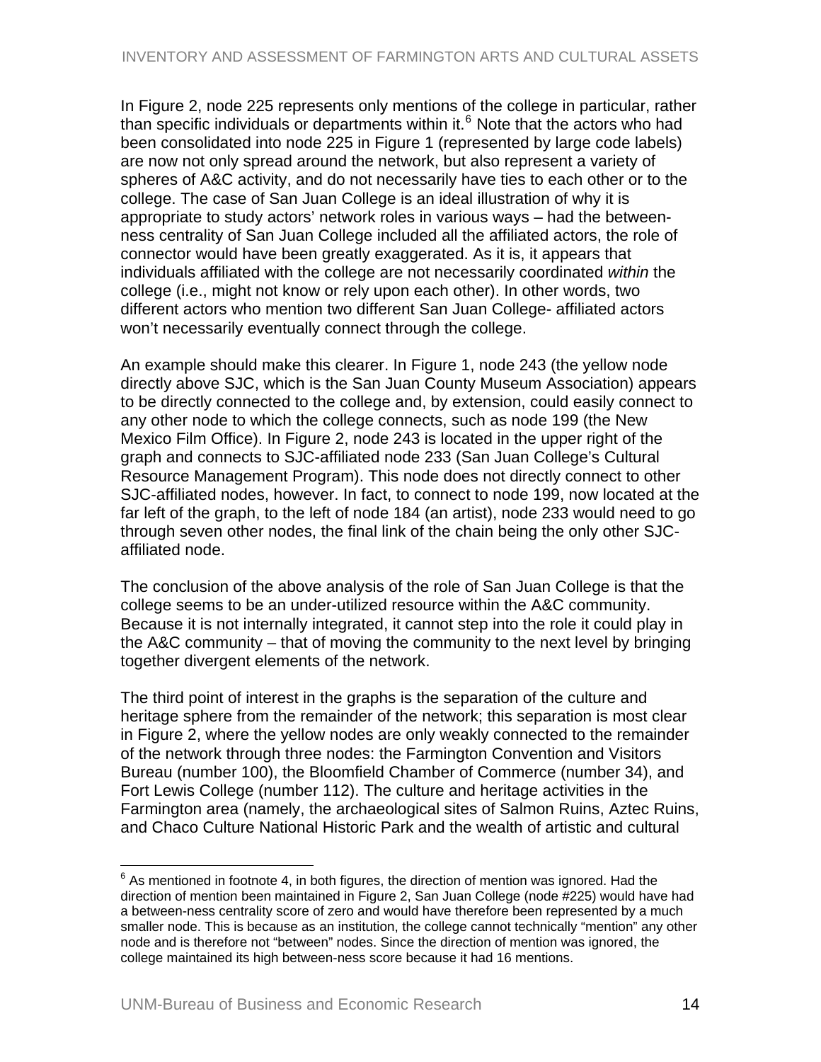In Figure 2, node 225 represents only mentions of the college in particular, rather than specific individuals or departments within it.[6] Note that the actors who had been consolidated into node 225 in Figure 1 (represented by large code labels) are now not only spread around the network, but also represent a variety of spheres of A&C activity, and do not necessarily have ties to each other or to the college. The case of San Juan College is an ideal illustration of why it is appropriate to study actors' network roles in various ways – had the between-ness centrality of San Juan College included all the affiliated actors, the role of connector would have been greatly exaggerated. As it is, it appears that individuals affiliated with the college are not necessarily coordinated *within* the college (i.e., might not know or rely upon each other). In other words, two different actors who mention two different San Juan College- affiliated actors won't necessarily eventually connect through the college.

An example should make this clearer. In Figure 1, node 243 (the yellow node directly above SJC, which is the San Juan County Museum Association) appears to be directly connected to the college and, by extension, could easily connect to any other node to which the college connects, such as node 199 (the New Mexico Film Office). In Figure 2, node 243 is located in the upper right of the graph and connects to SJC-affiliated node 233 (San Juan College's Cultural Resource Management Program). This node does not directly connect to other SJC-affiliated nodes, however. In fact, to connect to node 199, now located at the far left of the graph, to the left of node 184 (an artist), node 233 would need to go through seven other nodes, the final link of the chain being the only other SJC-affiliated node.

The conclusion of the above analysis of the role of San Juan College is that the college seems to be an under-utilized resource within the A&C community. Because it is not internally integrated, it cannot step into the role it could play in the A&C community – that of moving the community to the next level by bringing together divergent elements of the network.

The third point of interest in the graphs is the separation of the culture and heritage sphere from the remainder of the network; this separation is most clear in Figure 2, where the yellow nodes are only weakly connected to the remainder of the network through three nodes: the Farmington Convention and Visitors Bureau (number 100), the Bloomfield Chamber of Commerce (number 34), and Fort Lewis College (number 112). The culture and heritage activities in the Farmington area (namely, the archaeological sites of Salmon Ruins, Aztec Ruins, and Chaco Culture National Historic Park and the wealth of artistic and cultural

---

[6] As mentioned in footnote 4, in both figures, the direction of mention was ignored. Had the direction of mention been maintained in Figure 2, San Juan College (node #225) would have had a between-ness centrality score of zero and would have therefore been represented by a much smaller node. This is because as an institution, the college cannot technically "mention" any other node and is therefore not "between" nodes. Since the direction of mention was ignored, the college maintained its high between-ness score because it had 16 mentions.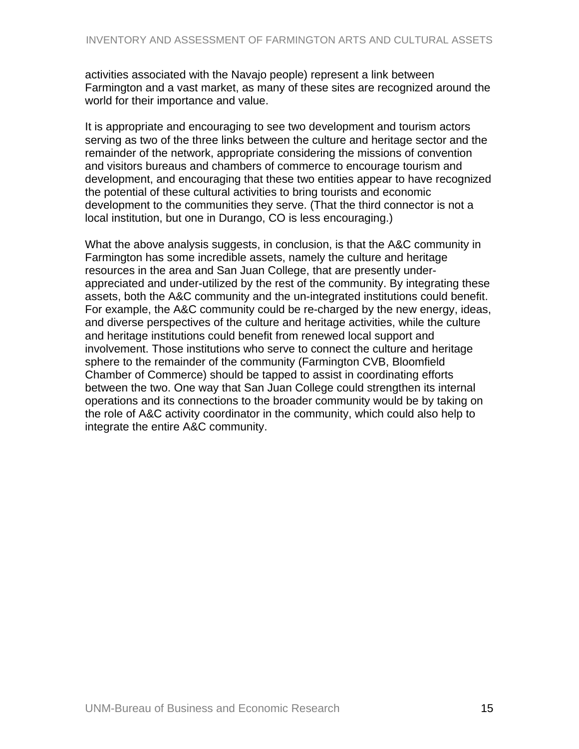activities associated with the Navajo people) represent a link between Farmington and a vast market, as many of these sites are recognized around the world for their importance and value.

It is appropriate and encouraging to see two development and tourism actors serving as two of the three links between the culture and heritage sector and the remainder of the network, appropriate considering the missions of convention and visitors bureaus and chambers of commerce to encourage tourism and development, and encouraging that these two entities appear to have recognized the potential of these cultural activities to bring tourists and economic development to the communities they serve. (That the third connector is not a local institution, but one in Durango, CO is less encouraging.)

What the above analysis suggests, in conclusion, is that the A&C community in Farmington has some incredible assets, namely the culture and heritage resources in the area and San Juan College, that are presently under-appreciated and under-utilized by the rest of the community. By integrating these assets, both the A&C community and the un-integrated institutions could benefit. For example, the A&C community could be re-charged by the new energy, ideas, and diverse perspectives of the culture and heritage activities, while the culture and heritage institutions could benefit from renewed local support and involvement. Those institutions who serve to connect the culture and heritage sphere to the remainder of the community (Farmington CVB, Bloomfield Chamber of Commerce) should be tapped to assist in coordinating efforts between the two. One way that San Juan College could strengthen its internal operations and its connections to the broader community would be by taking on the role of A&C activity coordinator in the community, which could also help to integrate the entire A&C community.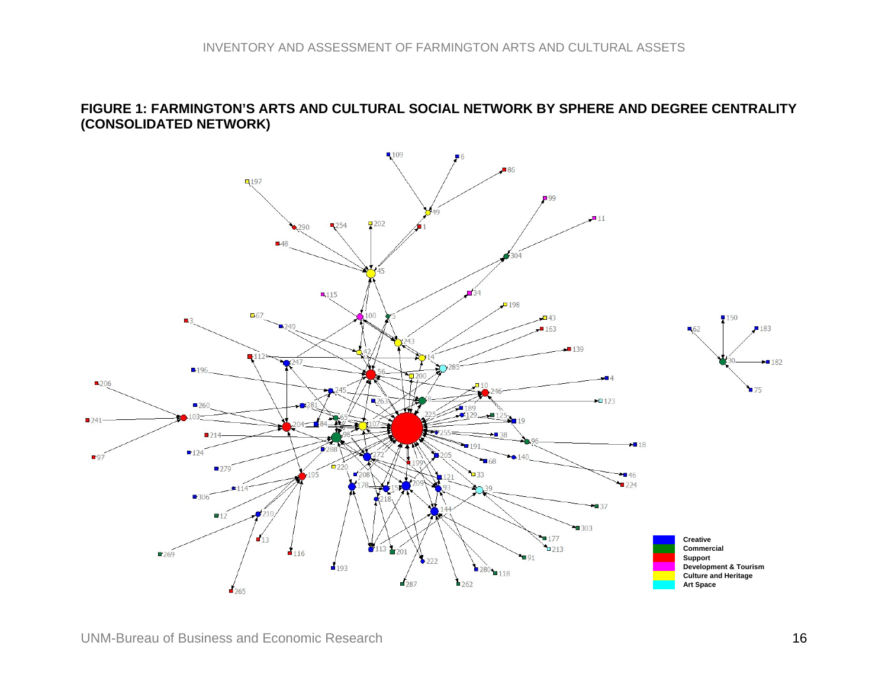**FIGURE 1: FARMINGTON'S ARTS AND CULTURAL SOCIAL NETWORK BY SPHERE AND DEGREE CENTRALITY (CONSOLIDATED NETWORK)**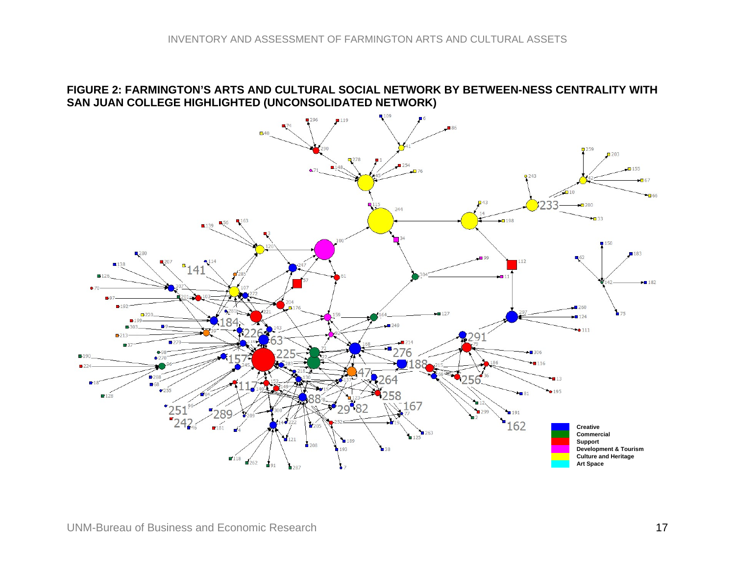**FIGURE 2: FARMINGTON'S ARTS AND CULTURAL SOCIAL NETWORK BY BETWEEN-NESS CENTRALITY WITH SAN JUAN COLLEGE HIGHLIGHTED (UNCONSOLIDATED NETWORK)**

- Creative
- Commercial
- Support
- Development & Tourism
- Culture and Heritage
- Art Space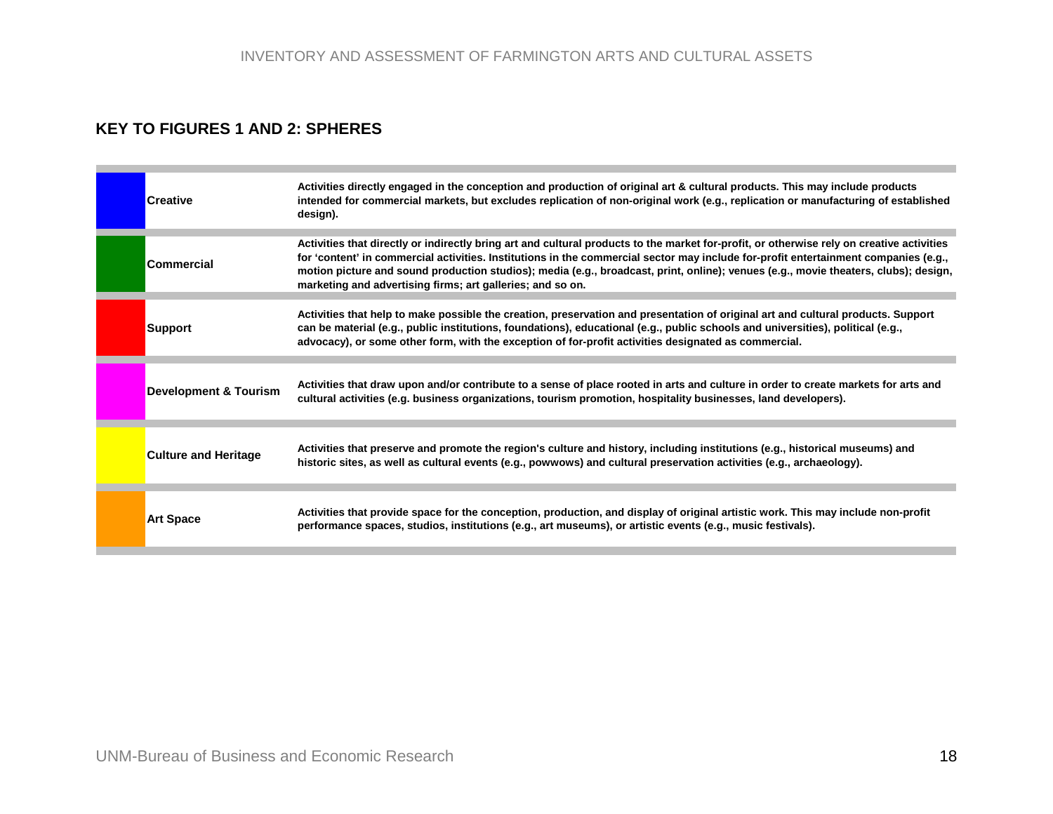## KEY TO FIGURES 1 AND 2: SPHERES

| Sphere | Description |
|---|---|
| **Creative** | **Activities directly engaged in the conception and production of original art & cultural products. This may include products intended for commercial markets, but excludes replication of non-original work (e.g., replication or manufacturing of established design).** |
| **Commercial** | **Activities that directly or indirectly bring art and cultural products to the market for-profit, or otherwise rely on creative activities for 'content' in commercial activities. Institutions in the commercial sector may include for-profit entertainment companies (e.g., motion picture and sound production studios); media (e.g., broadcast, print, online); venues (e.g., movie theaters, clubs); design, marketing and advertising firms; art galleries; and so on.** |
| **Support** | **Activities that help to make possible the creation, preservation and presentation of original art and cultural products. Support can be material (e.g., public institutions, foundations), educational (e.g., public schools and universities), political (e.g., advocacy), or some other form, with the exception of for-profit activities designated as commercial.** |
| **Development & Tourism** | **Activities that draw upon and/or contribute to a sense of place rooted in arts and culture in order to create markets for arts and cultural activities (e.g. business organizations, tourism promotion, hospitality businesses, land developers).** |
| **Culture and Heritage** | **Activities that preserve and promote the region's culture and history, including institutions (e.g., historical museums) and historic sites, as well as cultural events (e.g., powwows) and cultural preservation activities (e.g., archaeology).** |
| **Art Space** | **Activities that provide space for the conception, production, and display of original artistic work. This may include non-profit performance spaces, studios, institutions (e.g., art museums), or artistic events (e.g., music festivals).** |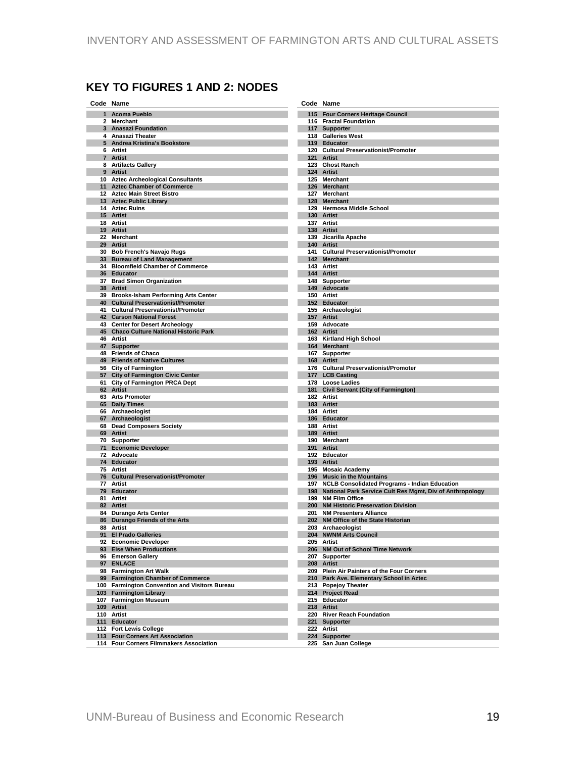## KEY TO FIGURES 1 AND 2: NODES

| Code | Name |
|---|---|
| 1 | Acoma Pueblo |
| 2 | Merchant |
| 3 | Anasazi Foundation |
| 4 | Anasazi Theater |
| 5 | Andrea Kristina's Bookstore |
| 6 | Artist |
| 7 | Artist |
| 8 | Artifacts Gallery |
| 9 | Artist |
| 10 | Aztec Archeological Consultants |
| 11 | Aztec Chamber of Commerce |
| 12 | Aztec Main Street Bistro |
| 13 | Aztec Public Library |
| 14 | Aztec Ruins |
| 15 | Artist |
| 18 | Artist |
| 19 | Artist |
| 22 | Merchant |
| 29 | Artist |
| 30 | Bob French's Navajo Rugs |
| 33 | Bureau of Land Management |
| 34 | Bloomfield Chamber of Commerce |
| 36 | Educator |
| 37 | Brad Simon Organization |
| 38 | Artist |
| 39 | Brooks-Isham Performing Arts Center |
| 40 | Cultural Preservationist/Promoter |
| 41 | Cultural Preservationist/Promoter |
| 42 | Carson National Forest |
| 43 | Center for Desert Archeology |
| 45 | Chaco Culture National Historic Park |
| 46 | Artist |
| 47 | Supporter |
| 48 | Friends of Chaco |
| 49 | Friends of Native Cultures |
| 56 | City of Farmington |
| 57 | City of Farmington Civic Center |
| 61 | City of Farmington PRCA Dept |
| 62 | Artist |
| 63 | Arts Promoter |
| 65 | Daily Times |
| 66 | Archaeologist |
| 67 | Archaeologist |
| 68 | Dead Composers Society |
| 69 | Artist |
| 70 | Supporter |
| 71 | Economic Developer |
| 72 | Advocate |
| 74 | Educator |
| 75 | Artist |
| 76 | Cultural Preservationist/Promoter |
| 77 | Artist |
| 79 | Educator |
| 81 | Artist |
| 82 | Artist |
| 84 | Durango Arts Center |
| 86 | Durango Friends of the Arts |
| 88 | Artist |
| 91 | El Prado Galleries |
| 92 | Economic Developer |
| 93 | Else When Productions |
| 96 | Emerson Gallery |
| 97 | ENLACE |
| 98 | Farmington Art Walk |
| 99 | Farmington Chamber of Commerce |
| 100 | Farmington Convention and Visitors Bureau |
| 103 | Farmington Library |
| 107 | Farmington Museum |
| 109 | Artist |
| 110 | Artist |
| 111 | Educator |
| 112 | Fort Lewis College |
| 113 | Four Corners Art Association |
| 114 | Four Corners Filmmakers Association |
| 115 | Four Corners Heritage Council |
| 116 | Fractal Foundation |
| 117 | Supporter |
| 118 | Galleries West |
| 119 | Educator |
| 120 | Cultural Preservationist/Promoter |
| 121 | Artist |
| 123 | Ghost Ranch |
| 124 | Artist |
| 125 | Merchant |
| 126 | Merchant |
| 127 | Merchant |
| 128 | Merchant |
| 129 | Hermosa Middle School |
| 130 | Artist |
| 137 | Artist |
| 138 | Artist |
| 139 | Jicarilla Apache |
| 140 | Artist |
| 141 | Cultural Preservationist/Promoter |
| 142 | Merchant |
| 143 | Artist |
| 144 | Artist |
| 148 | Supporter |
| 149 | Advocate |
| 150 | Artist |
| 152 | Educator |
| 155 | Archaeologist |
| 157 | Artist |
| 159 | Advocate |
| 162 | Artist |
| 163 | Kirtland High School |
| 164 | Merchant |
| 167 | Supporter |
| 168 | Artist |
| 176 | Cultural Preservationist/Promoter |
| 177 | LCB Casting |
| 178 | Loose Ladies |
| 181 | Civil Servant (City of Farmington) |
| 182 | Artist |
| 183 | Artist |
| 184 | Artist |
| 186 | Educator |
| 188 | Artist |
| 189 | Artist |
| 190 | Merchant |
| 191 | Artist |
| 192 | Educator |
| 193 | Artist |
| 195 | Mosaic Academy |
| 196 | Music in the Mountains |
| 197 | NCLB Consolidated Programs - Indian Education |
| 198 | National Park Service Cult Res Mgmt, Div of Anthropology |
| 199 | NM Film Office |
| 200 | NM Historic Preservation Division |
| 201 | NM Presenters Alliance |
| 202 | NM Office of the State Historian |
| 203 | Archaeologist |
| 204 | NWNM Arts Council |
| 205 | Artist |
| 206 | NM Out of School Time Network |
| 207 | Supporter |
| 208 | Artist |
| 209 | Plein Air Painters of the Four Corners |
| 210 | Park Ave. Elementary School in Aztec |
| 213 | Popejoy Theater |
| 214 | Project Read |
| 215 | Educator |
| 218 | Artist |
| 220 | River Reach Foundation |
| 221 | Supporter |
| 222 | Artist |
| 224 | Supporter |
| 225 | San Juan College |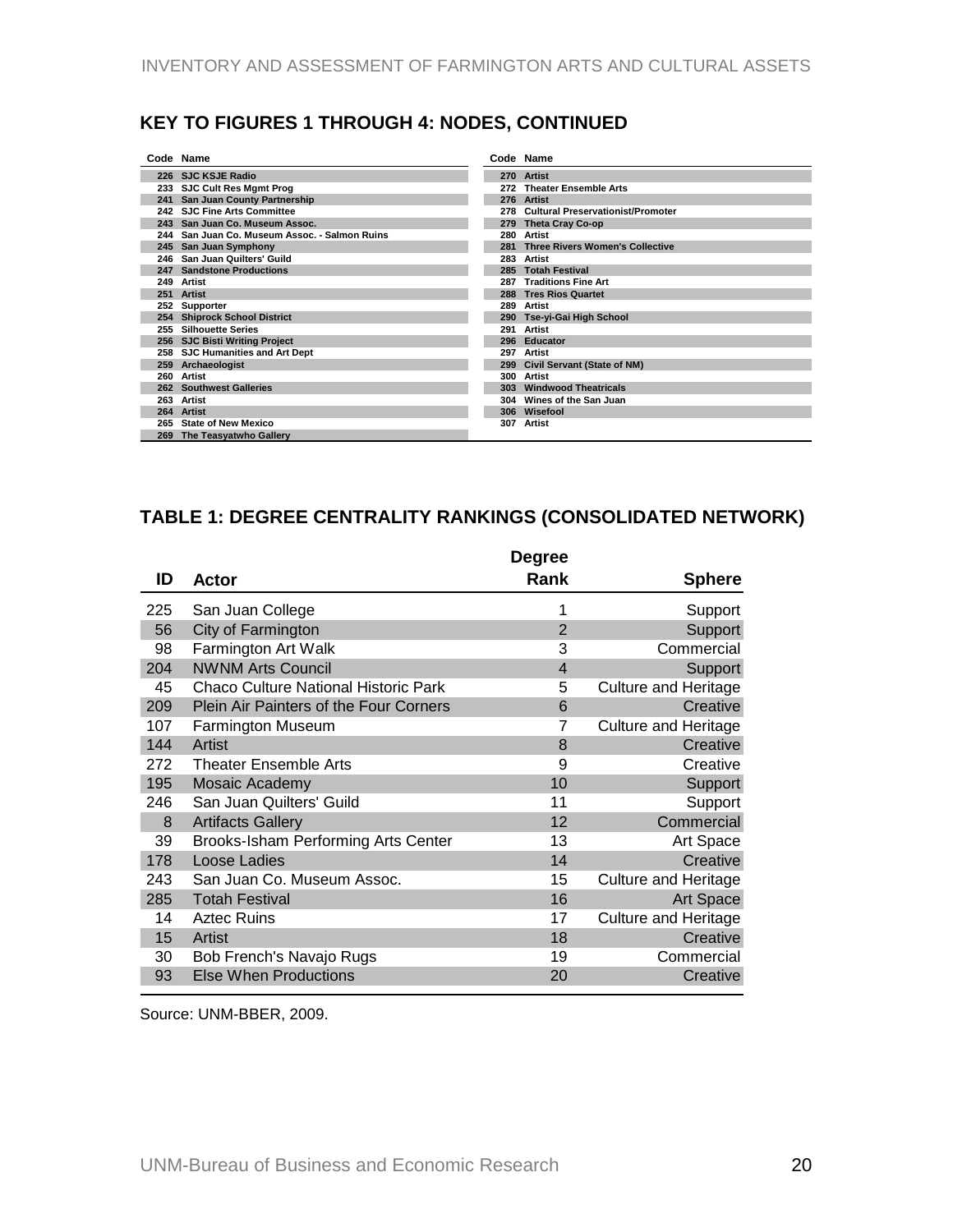## KEY TO FIGURES 1 THROUGH 4: NODES, CONTINUED

| Code | Name |
|---|---|
| 226 | SJC KSJE Radio |
| 233 | SJC Cult Res Mgmt Prog |
| 241 | San Juan County Partnership |
| 242 | SJC Fine Arts Committee |
| 243 | San Juan Co. Museum Assoc. |
| 244 | San Juan Co. Museum Assoc. - Salmon Ruins |
| 245 | San Juan Symphony |
| 246 | San Juan Quilters' Guild |
| 247 | Sandstone Productions |
| 249 | Artist |
| 251 | Artist |
| 252 | Supporter |
| 254 | Shiprock School District |
| 255 | Silhouette Series |
| 256 | SJC Bisti Writing Project |
| 258 | SJC Humanities and Art Dept |
| 259 | Archaeologist |
| 260 | Artist |
| 262 | Southwest Galleries |
| 263 | Artist |
| 264 | Artist |
| 265 | State of New Mexico |
| 269 | The Teasyatwho Gallery |
| 270 | Artist |
| 272 | Theater Ensemble Arts |
| 276 | Artist |
| 278 | Cultural Preservationist/Promoter |
| 279 | Theta Cray Co-op |
| 280 | Artist |
| 281 | Three Rivers Women's Collective |
| 283 | Artist |
| 285 | Totah Festival |
| 287 | Traditions Fine Art |
| 288 | Tres Rios Quartet |
| 289 | Artist |
| 290 | Tse-yi-Gai High School |
| 291 | Artist |
| 296 | Educator |
| 297 | Artist |
| 299 | Civil Servant (State of NM) |
| 300 | Artist |
| 303 | Windwood Theatricals |
| 304 | Wines of the San Juan |
| 306 | Wisefool |
| 307 | Artist |

## TABLE 1: DEGREE CENTRALITY RANKINGS (CONSOLIDATED NETWORK)

| ID | Actor | Degree Rank | Sphere |
|---|---|---|---|
| 225 | San Juan College | 1 | Support |
| 56 | City of Farmington | 2 | Support |
| 98 | Farmington Art Walk | 3 | Commercial |
| 204 | NWNM Arts Council | 4 | Support |
| 45 | Chaco Culture National Historic Park | 5 | Culture and Heritage |
| 209 | Plein Air Painters of the Four Corners | 6 | Creative |
| 107 | Farmington Museum | 7 | Culture and Heritage |
| 144 | Artist | 8 | Creative |
| 272 | Theater Ensemble Arts | 9 | Creative |
| 195 | Mosaic Academy | 10 | Support |
| 246 | San Juan Quilters' Guild | 11 | Support |
| 8 | Artifacts Gallery | 12 | Commercial |
| 39 | Brooks-Isham Performing Arts Center | 13 | Art Space |
| 178 | Loose Ladies | 14 | Creative |
| 243 | San Juan Co. Museum Assoc. | 15 | Culture and Heritage |
| 285 | Totah Festival | 16 | Art Space |
| 14 | Aztec Ruins | 17 | Culture and Heritage |
| 15 | Artist | 18 | Creative |
| 30 | Bob French's Navajo Rugs | 19 | Commercial |
| 93 | Else When Productions | 20 | Creative |

Source: UNM-BBER, 2009.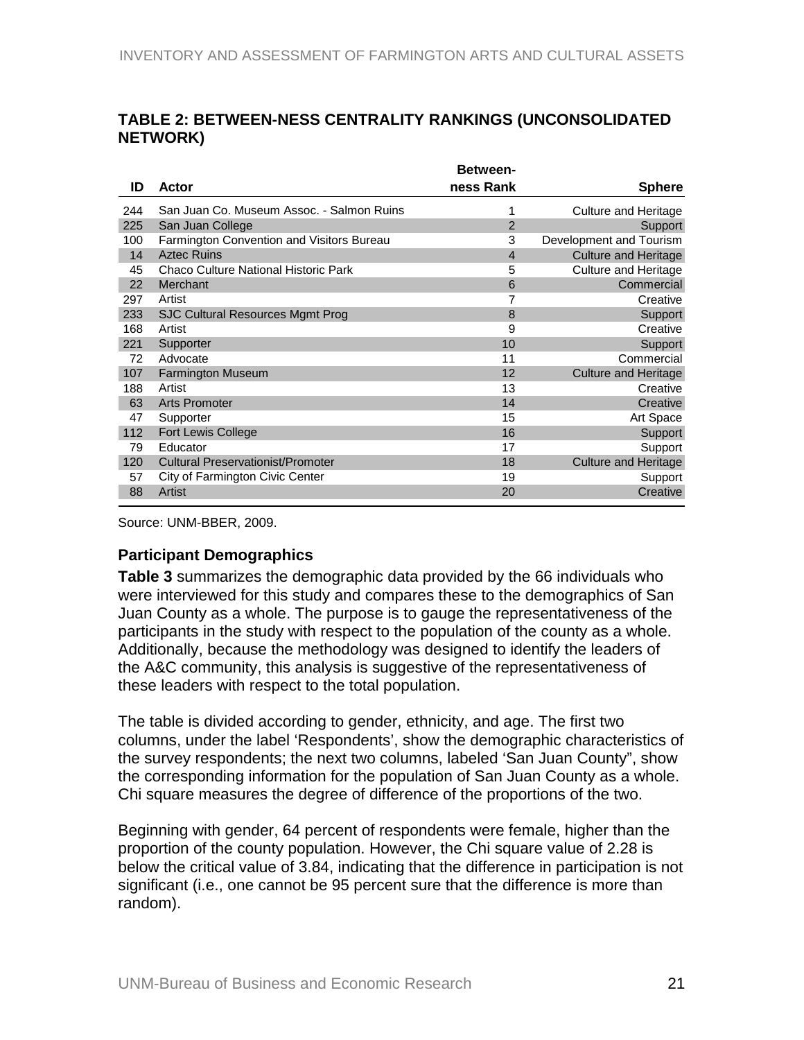**TABLE 2: BETWEEN-NESS CENTRALITY RANKINGS (UNCONSOLIDATED NETWORK)**

| ID | Actor | Between-ness Rank | Sphere |
|---|---|---|---|
| 244 | San Juan Co. Museum Assoc. - Salmon Ruins | 1 | Culture and Heritage |
| 225 | San Juan College | 2 | Support |
| 100 | Farmington Convention and Visitors Bureau | 3 | Development and Tourism |
| 14 | Aztec Ruins | 4 | Culture and Heritage |
| 45 | Chaco Culture National Historic Park | 5 | Culture and Heritage |
| 22 | Merchant | 6 | Commercial |
| 297 | Artist | 7 | Creative |
| 233 | SJC Cultural Resources Mgmt Prog | 8 | Support |
| 168 | Artist | 9 | Creative |
| 221 | Supporter | 10 | Support |
| 72 | Advocate | 11 | Commercial |
| 107 | Farmington Museum | 12 | Culture and Heritage |
| 188 | Artist | 13 | Creative |
| 63 | Arts Promoter | 14 | Creative |
| 47 | Supporter | 15 | Art Space |
| 112 | Fort Lewis College | 16 | Support |
| 79 | Educator | 17 | Support |
| 120 | Cultural Preservationist/Promoter | 18 | Culture and Heritage |
| 57 | City of Farmington Civic Center | 19 | Support |
| 88 | Artist | 20 | Creative |

Source: UNM-BBER, 2009.

### Participant Demographics

**Table 3** summarizes the demographic data provided by the 66 individuals who were interviewed for this study and compares these to the demographics of San Juan County as a whole. The purpose is to gauge the representativeness of the participants in the study with respect to the population of the county as a whole. Additionally, because the methodology was designed to identify the leaders of the A&C community, this analysis is suggestive of the representativeness of these leaders with respect to the total population.

The table is divided according to gender, ethnicity, and age. The first two columns, under the label 'Respondents', show the demographic characteristics of the survey respondents; the next two columns, labeled 'San Juan County", show the corresponding information for the population of San Juan County as a whole. Chi square measures the degree of difference of the proportions of the two.

Beginning with gender, 64 percent of respondents were female, higher than the proportion of the county population. However, the Chi square value of 2.28 is below the critical value of 3.84, indicating that the difference in participation is not significant (i.e., one cannot be 95 percent sure that the difference is more than random).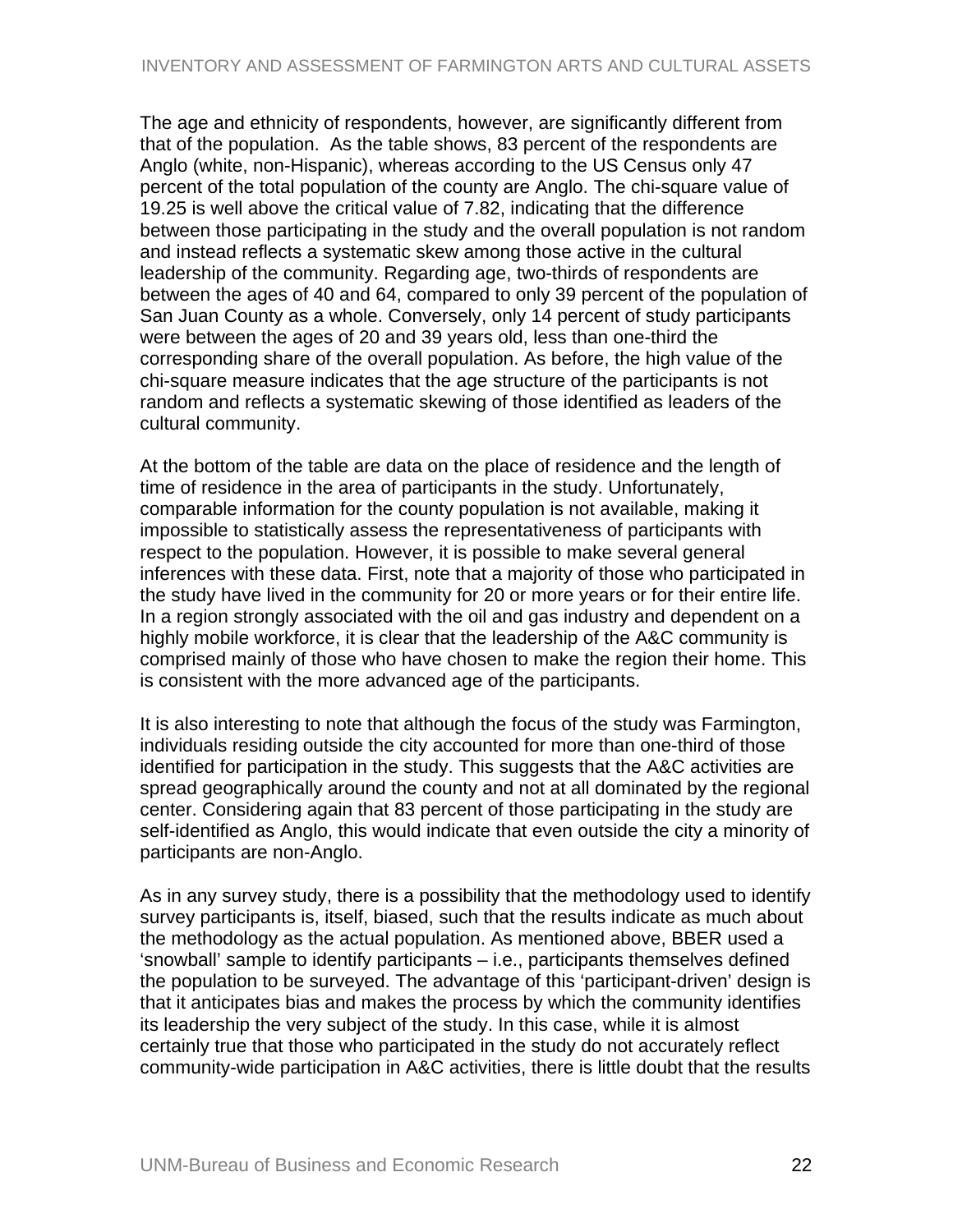The age and ethnicity of respondents, however, are significantly different from that of the population. As the table shows, 83 percent of the respondents are Anglo (white, non-Hispanic), whereas according to the US Census only 47 percent of the total population of the county are Anglo. The chi-square value of 19.25 is well above the critical value of 7.82, indicating that the difference between those participating in the study and the overall population is not random and instead reflects a systematic skew among those active in the cultural leadership of the community. Regarding age, two-thirds of respondents are between the ages of 40 and 64, compared to only 39 percent of the population of San Juan County as a whole. Conversely, only 14 percent of study participants were between the ages of 20 and 39 years old, less than one-third the corresponding share of the overall population. As before, the high value of the chi-square measure indicates that the age structure of the participants is not random and reflects a systematic skewing of those identified as leaders of the cultural community.

At the bottom of the table are data on the place of residence and the length of time of residence in the area of participants in the study. Unfortunately, comparable information for the county population is not available, making it impossible to statistically assess the representativeness of participants with respect to the population. However, it is possible to make several general inferences with these data. First, note that a majority of those who participated in the study have lived in the community for 20 or more years or for their entire life. In a region strongly associated with the oil and gas industry and dependent on a highly mobile workforce, it is clear that the leadership of the A&C community is comprised mainly of those who have chosen to make the region their home. This is consistent with the more advanced age of the participants.

It is also interesting to note that although the focus of the study was Farmington, individuals residing outside the city accounted for more than one-third of those identified for participation in the study. This suggests that the A&C activities are spread geographically around the county and not at all dominated by the regional center. Considering again that 83 percent of those participating in the study are self-identified as Anglo, this would indicate that even outside the city a minority of participants are non-Anglo.

As in any survey study, there is a possibility that the methodology used to identify survey participants is, itself, biased, such that the results indicate as much about the methodology as the actual population. As mentioned above, BBER used a 'snowball' sample to identify participants – i.e., participants themselves defined the population to be surveyed. The advantage of this 'participant-driven' design is that it anticipates bias and makes the process by which the community identifies its leadership the very subject of the study. In this case, while it is almost certainly true that those who participated in the study do not accurately reflect community-wide participation in A&C activities, there is little doubt that the results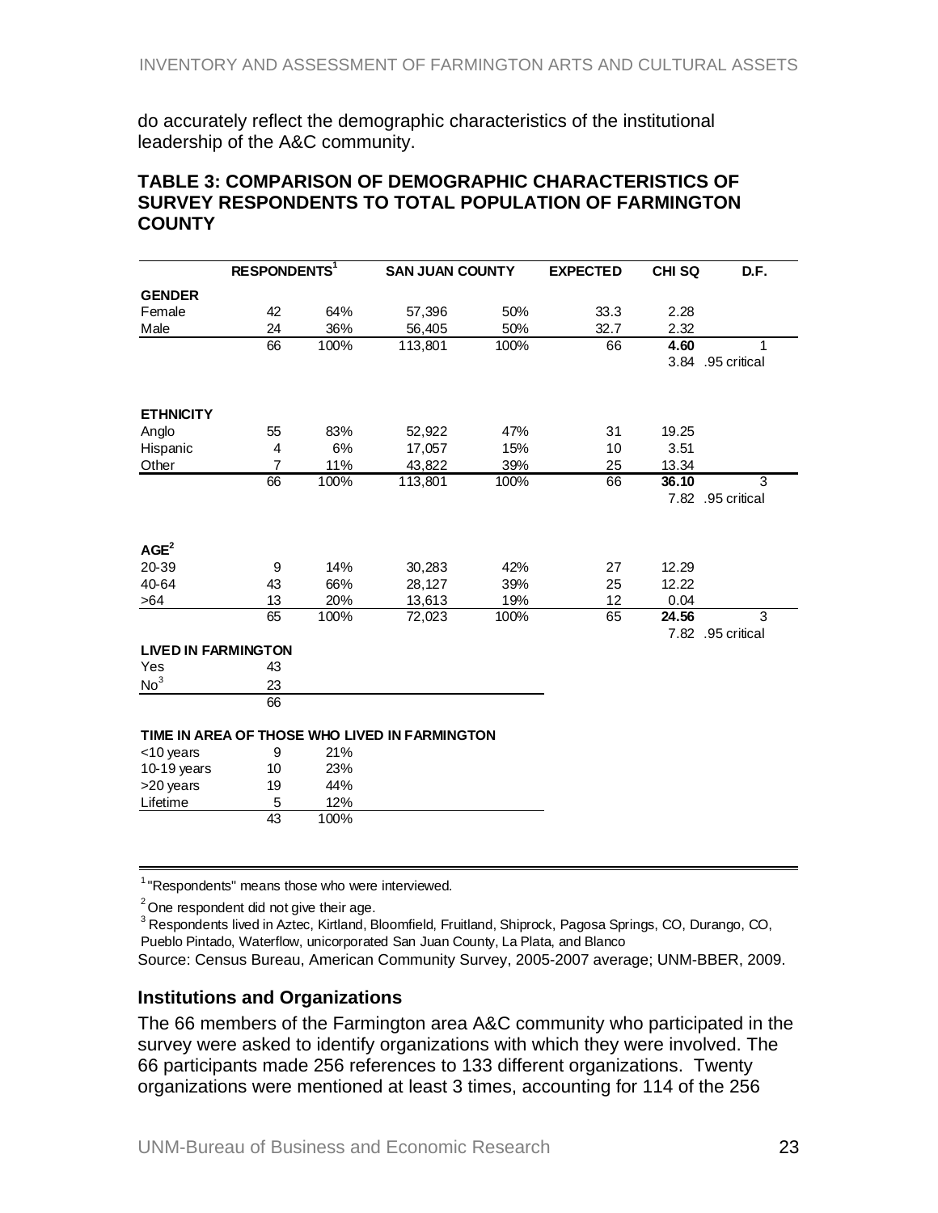do accurately reflect the demographic characteristics of the institutional leadership of the A&C community.

### TABLE 3: COMPARISON OF DEMOGRAPHIC CHARACTERISTICS OF SURVEY RESPONDENTS TO TOTAL POPULATION OF FARMINGTON COUNTY

| | RESPONDENTS[1] | | SAN JUAN COUNTY | | EXPECTED | CHI SQ | D.F. |
|---|---|---|---|---|---|---|---|
| **GENDER** | | | | | | | |
| Female | 42 | 64% | 57,396 | 50% | 33.3 | 2.28 | |
| Male | 24 | 36% | 56,405 | 50% | 32.7 | 2.32 | |
| | 66 | 100% | 113,801 | 100% | 66 | **4.60** | 1 |
| | | | | | | 3.84 | .95 critical |
| **ETHNICITY** | | | | | | | |
| Anglo | 55 | 83% | 52,922 | 47% | 31 | 19.25 | |
| Hispanic | 4 | 6% | 17,057 | 15% | 10 | 3.51 | |
| Other | 7 | 11% | 43,822 | 39% | 25 | 13.34 | |
| | 66 | 100% | 113,801 | 100% | 66 | **36.10** | 3 |
| | | | | | | 7.82 | .95 critical |
| **AGE[2]** | | | | | | | |
| 20-39 | 9 | 14% | 30,283 | 42% | 27 | 12.29 | |
| 40-64 | 43 | 66% | 28,127 | 39% | 25 | 12.22 | |
| >64 | 13 | 20% | 13,613 | 19% | 12 | 0.04 | |
| | 65 | 100% | 72,023 | 100% | 65 | **24.56** | 3 |
| | | | | | | 7.82 | .95 critical |
| **LIVED IN FARMINGTON** | | | | | | | |
| Yes | 43 | | | | | | |
| No[3] | 23 | | | | | | |
| | 66 | | | | | | |
| **TIME IN AREA OF THOSE WHO LIVED IN FARMINGTON** | | | | | | | |
| <10 years | 9 | 21% | | | | | |
| 10-19 years | 10 | 23% | | | | | |
| >20 years | 19 | 44% | | | | | |
| Lifetime | 5 | 12% | | | | | |
| | 43 | 100% | | | | | |

[1] "Respondents" means those who were interviewed.

[2] One respondent did not give their age.

[3] Respondents lived in Aztec, Kirtland, Bloomfield, Fruitland, Shiprock, Pagosa Springs, CO, Durango, CO, Pueblo Pintado, Waterflow, unicorporated San Juan County, La Plata, and Blanco

Source: Census Bureau, American Community Survey, 2005-2007 average; UNM-BBER, 2009.

### Institutions and Organizations

The 66 members of the Farmington area A&C community who participated in the survey were asked to identify organizations with which they were involved. The 66 participants made 256 references to 133 different organizations. Twenty organizations were mentioned at least 3 times, accounting for 114 of the 256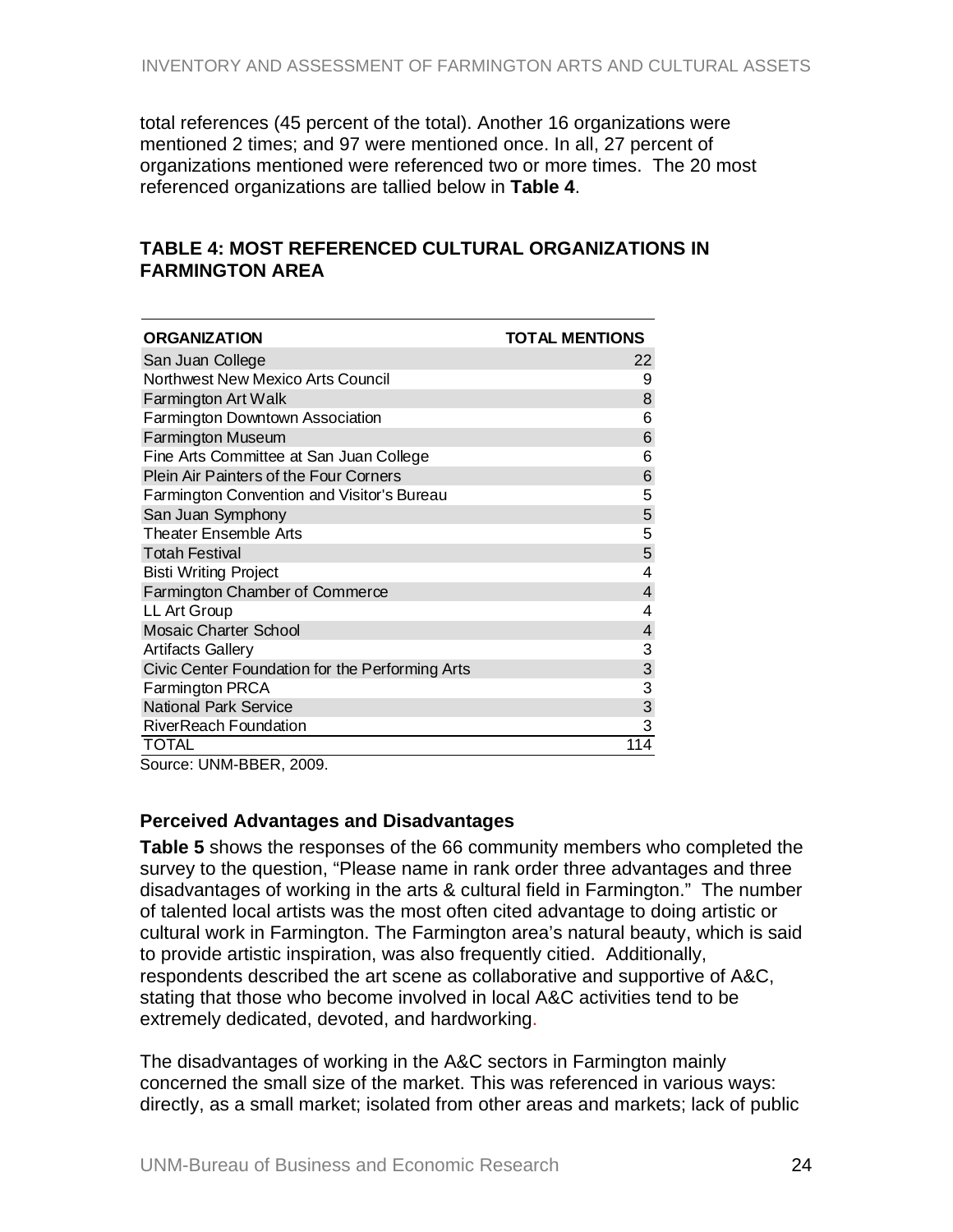total references (45 percent of the total). Another 16 organizations were mentioned 2 times; and 97 were mentioned once. In all, 27 percent of organizations mentioned were referenced two or more times. The 20 most referenced organizations are tallied below in **Table 4**.

### TABLE 4: MOST REFERENCED CULTURAL ORGANIZATIONS IN FARMINGTON AREA

| ORGANIZATION | TOTAL MENTIONS |
|---|---|
| San Juan College | 22 |
| Northwest New Mexico Arts Council | 9 |
| Farmington Art Walk | 8 |
| Farmington Downtown Association | 6 |
| Farmington Museum | 6 |
| Fine Arts Committee at San Juan College | 6 |
| Plein Air Painters of the Four Corners | 6 |
| Farmington Convention and Visitor's Bureau | 5 |
| San Juan Symphony | 5 |
| Theater Ensemble Arts | 5 |
| Totah Festival | 5 |
| Bisti Writing Project | 4 |
| Farmington Chamber of Commerce | 4 |
| LL Art Group | 4 |
| Mosaic Charter School | 4 |
| Artifacts Gallery | 3 |
| Civic Center Foundation for the Performing Arts | 3 |
| Farmington PRCA | 3 |
| National Park Service | 3 |
| RiverReach Foundation | 3 |
| TOTAL | 114 |

Source: UNM-BBER, 2009.

### Perceived Advantages and Disadvantages

**Table 5** shows the responses of the 66 community members who completed the survey to the question, "Please name in rank order three advantages and three disadvantages of working in the arts & cultural field in Farmington." The number of talented local artists was the most often cited advantage to doing artistic or cultural work in Farmington. The Farmington area's natural beauty, which is said to provide artistic inspiration, was also frequently citied. Additionally, respondents described the art scene as collaborative and supportive of A&C, stating that those who become involved in local A&C activities tend to be extremely dedicated, devoted, and hardworking.

The disadvantages of working in the A&C sectors in Farmington mainly concerned the small size of the market. This was referenced in various ways: directly, as a small market; isolated from other areas and markets; lack of public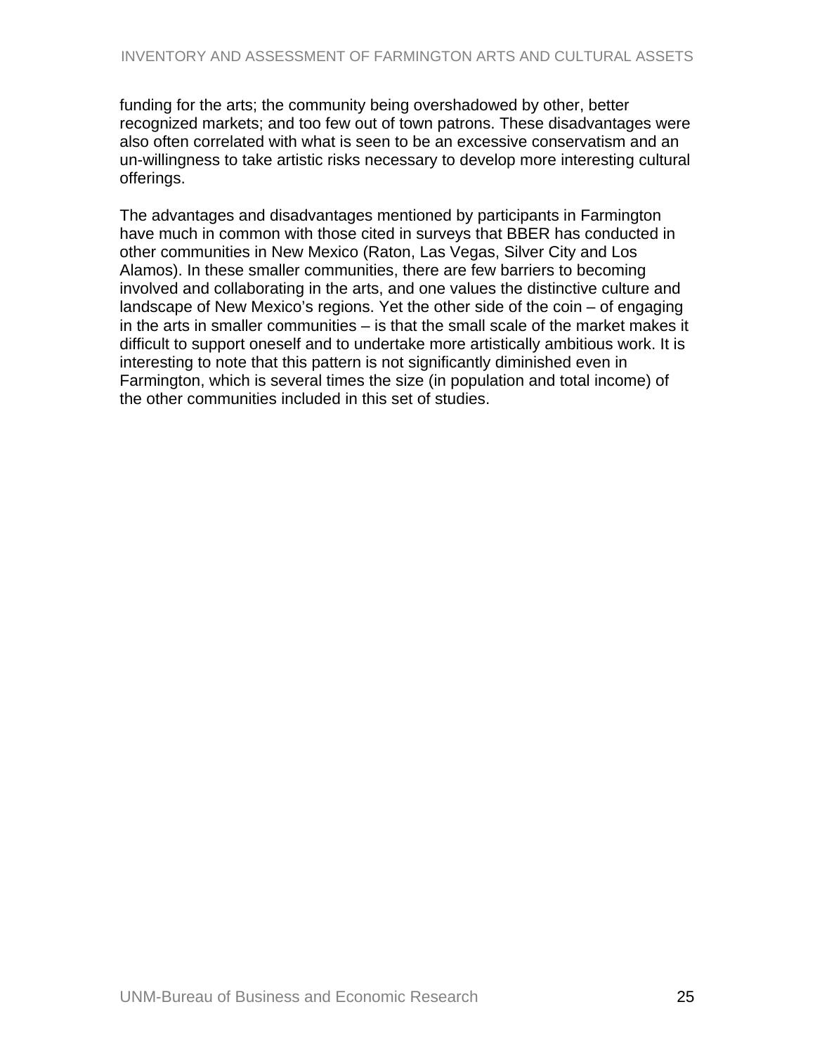funding for the arts; the community being overshadowed by other, better recognized markets; and too few out of town patrons. These disadvantages were also often correlated with what is seen to be an excessive conservatism and an un-willingness to take artistic risks necessary to develop more interesting cultural offerings.

The advantages and disadvantages mentioned by participants in Farmington have much in common with those cited in surveys that BBER has conducted in other communities in New Mexico (Raton, Las Vegas, Silver City and Los Alamos). In these smaller communities, there are few barriers to becoming involved and collaborating in the arts, and one values the distinctive culture and landscape of New Mexico's regions. Yet the other side of the coin – of engaging in the arts in smaller communities – is that the small scale of the market makes it difficult to support oneself and to undertake more artistically ambitious work. It is interesting to note that this pattern is not significantly diminished even in Farmington, which is several times the size (in population and total income) of the other communities included in this set of studies.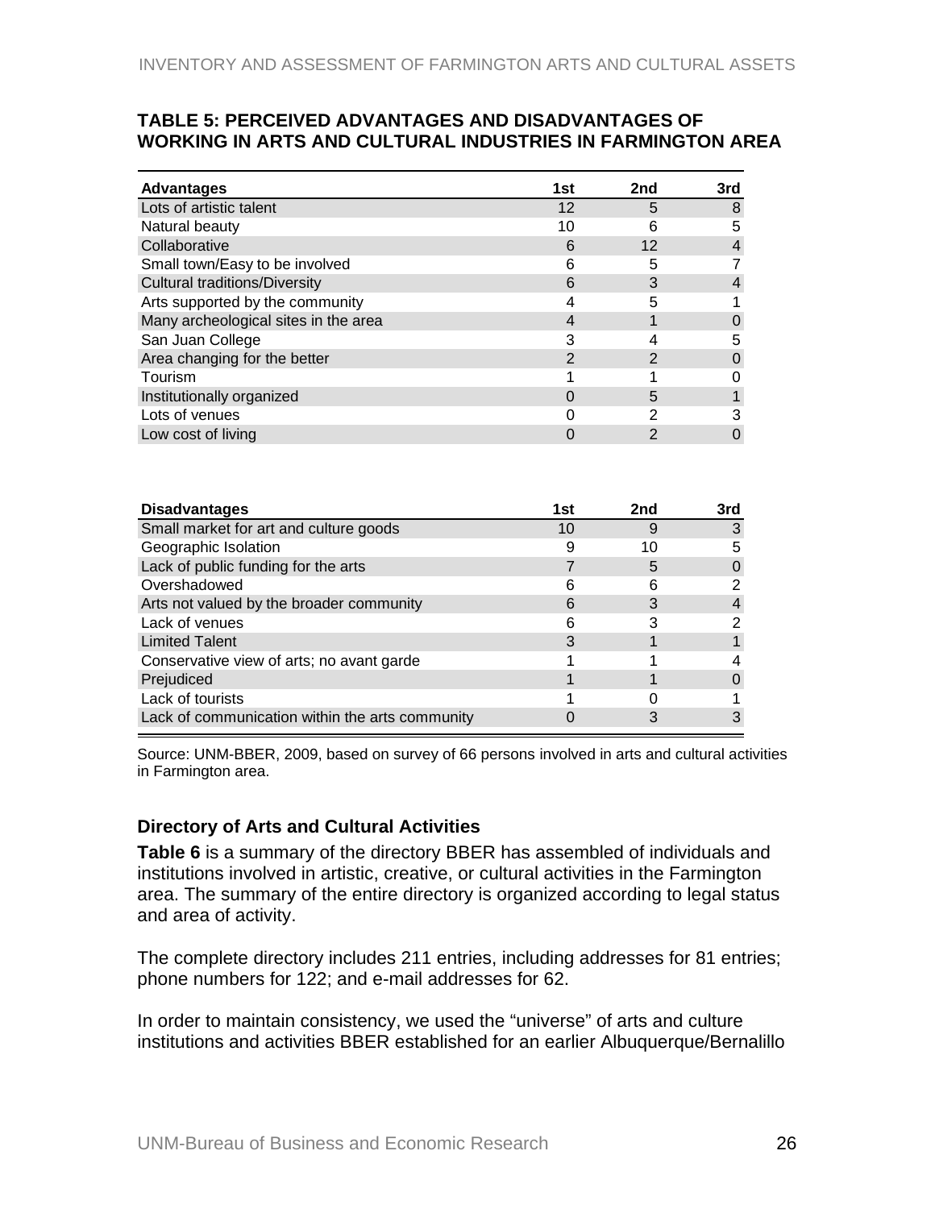**TABLE 5: PERCEIVED ADVANTAGES AND DISADVANTAGES OF WORKING IN ARTS AND CULTURAL INDUSTRIES IN FARMINGTON AREA**

| Advantages | 1st | 2nd | 3rd |
|---|---|---|---|
| Lots of artistic talent | 12 | 5 | 8 |
| Natural beauty | 10 | 6 | 5 |
| Collaborative | 6 | 12 | 4 |
| Small town/Easy to be involved | 6 | 5 | 7 |
| Cultural traditions/Diversity | 6 | 3 | 4 |
| Arts supported by the community | 4 | 5 | 1 |
| Many archeological sites in the area | 4 | 1 | 0 |
| San Juan College | 3 | 4 | 5 |
| Area changing for the better | 2 | 2 | 0 |
| Tourism | 1 | 1 | 0 |
| Institutionally organized | 0 | 5 | 1 |
| Lots of venues | 0 | 2 | 3 |
| Low cost of living | 0 | 2 | 0 |

| Disadvantages | 1st | 2nd | 3rd |
|---|---|---|---|
| Small market for art and culture goods | 10 | 9 | 3 |
| Geographic Isolation | 9 | 10 | 5 |
| Lack of public funding for the arts | 7 | 5 | 0 |
| Overshadowed | 6 | 6 | 2 |
| Arts not valued by the broader community | 6 | 3 | 4 |
| Lack of venues | 6 | 3 | 2 |
| Limited Talent | 3 | 1 | 1 |
| Conservative view of arts; no avant garde | 1 | 1 | 4 |
| Prejudiced | 1 | 1 | 0 |
| Lack of tourists | 1 | 0 | 1 |
| Lack of communication within the arts community | 0 | 3 | 3 |

Source: UNM-BBER, 2009, based on survey of 66 persons involved in arts and cultural activities in Farmington area.

### Directory of Arts and Cultural Activities

**Table 6** is a summary of the directory BBER has assembled of individuals and institutions involved in artistic, creative, or cultural activities in the Farmington area. The summary of the entire directory is organized according to legal status and area of activity.

The complete directory includes 211 entries, including addresses for 81 entries; phone numbers for 122; and e-mail addresses for 62.

In order to maintain consistency, we used the "universe" of arts and culture institutions and activities BBER established for an earlier Albuquerque/Bernalillo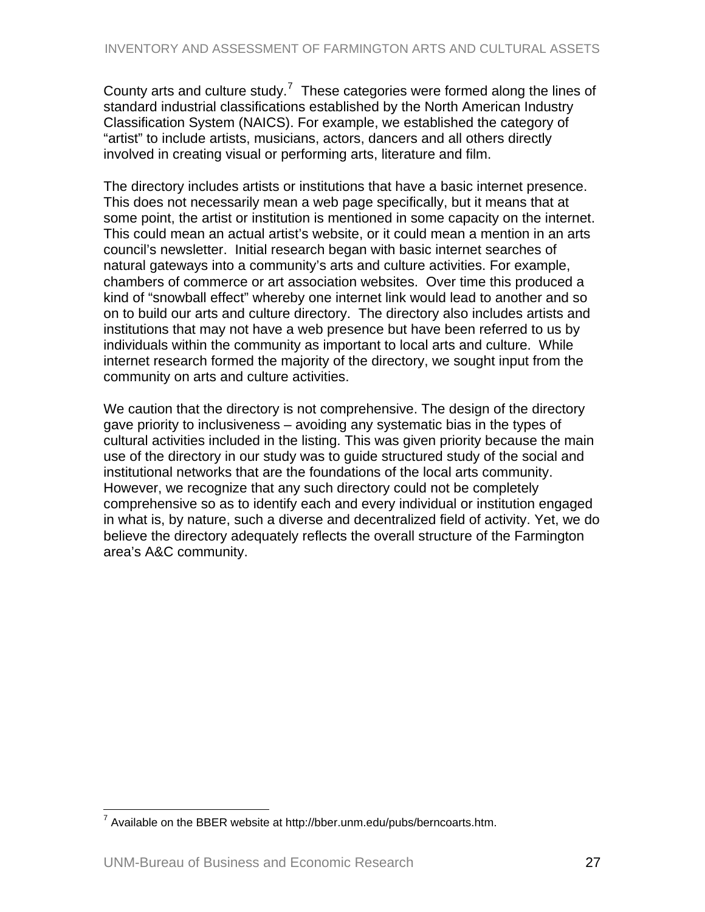County arts and culture study.[7] These categories were formed along the lines of standard industrial classifications established by the North American Industry Classification System (NAICS). For example, we established the category of "artist" to include artists, musicians, actors, dancers and all others directly involved in creating visual or performing arts, literature and film.

The directory includes artists or institutions that have a basic internet presence. This does not necessarily mean a web page specifically, but it means that at some point, the artist or institution is mentioned in some capacity on the internet. This could mean an actual artist's website, or it could mean a mention in an arts council's newsletter. Initial research began with basic internet searches of natural gateways into a community's arts and culture activities. For example, chambers of commerce or art association websites. Over time this produced a kind of "snowball effect" whereby one internet link would lead to another and so on to build our arts and culture directory. The directory also includes artists and institutions that may not have a web presence but have been referred to us by individuals within the community as important to local arts and culture. While internet research formed the majority of the directory, we sought input from the community on arts and culture activities.

We caution that the directory is not comprehensive. The design of the directory gave priority to inclusiveness – avoiding any systematic bias in the types of cultural activities included in the listing. This was given priority because the main use of the directory in our study was to guide structured study of the social and institutional networks that are the foundations of the local arts community. However, we recognize that any such directory could not be completely comprehensive so as to identify each and every individual or institution engaged in what is, by nature, such a diverse and decentralized field of activity. Yet, we do believe the directory adequately reflects the overall structure of the Farmington area's A&C community.

[7] Available on the BBER website at http://bber.unm.edu/pubs/berncoarts.htm.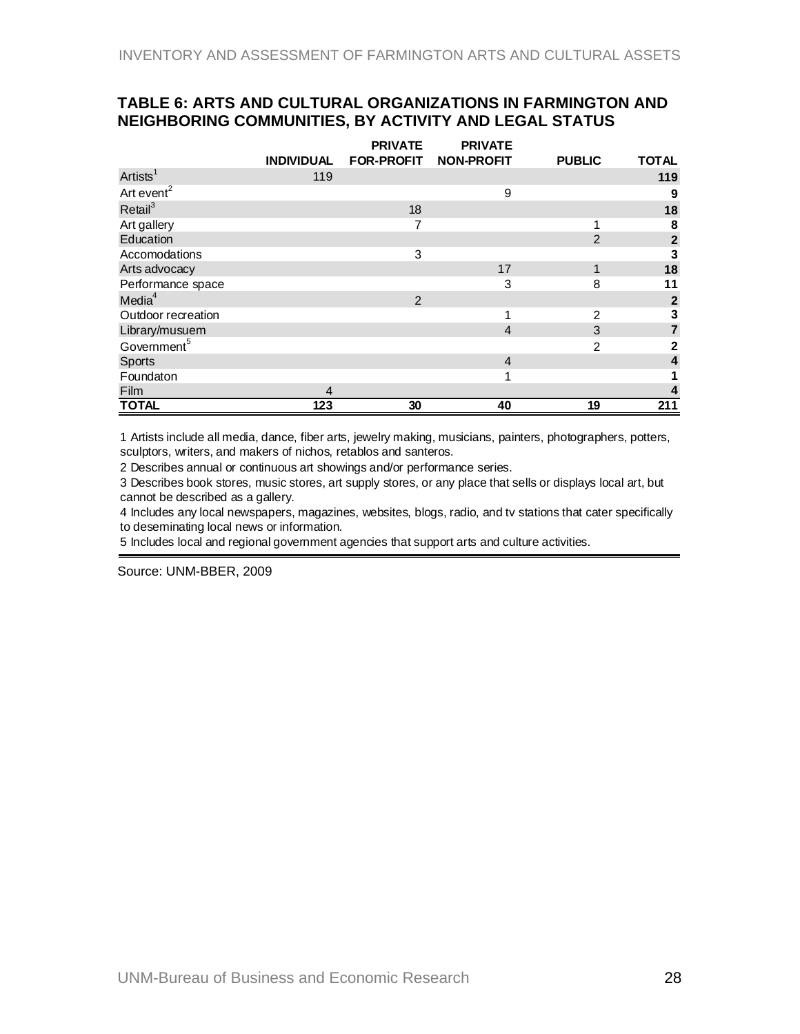## TABLE 6: ARTS AND CULTURAL ORGANIZATIONS IN FARMINGTON AND NEIGHBORING COMMUNITIES, BY ACTIVITY AND LEGAL STATUS

| | INDIVIDUAL | PRIVATE FOR-PROFIT | PRIVATE NON-PROFIT | PUBLIC | TOTAL |
|---|---|---|---|---|---|
| Artists[1] | 119 | | | | **119** |
| Art event[2] | | | 9 | | **9** |
| Retail[3] | | 18 | | | **18** |
| Art gallery | | 7 | | 1 | **8** |
| Education | | | | 2 | **2** |
| Accomodations | | 3 | | | **3** |
| Arts advocacy | | | 17 | 1 | **18** |
| Performance space | | | 3 | 8 | **11** |
| Media[4] | | 2 | | | **2** |
| Outdoor recreation | | | 1 | 2 | **3** |
| Library/musuem | | | 4 | 3 | **7** |
| Government[5] | | | | 2 | **2** |
| Sports | | | 4 | | **4** |
| Foundaton | | | 1 | | **1** |
| Film | 4 | | | | **4** |
| **TOTAL** | **123** | **30** | **40** | **19** | **211** |

1 Artists include all media, dance, fiber arts, jewelry making, musicians, painters, photographers, potters, sculptors, writers, and makers of nichos, retablos and santeros.

2 Describes annual or continuous art showings and/or performance series.

3 Describes book stores, music stores, art supply stores, or any place that sells or displays local art, but cannot be described as a gallery.

4 Includes any local newspapers, magazines, websites, blogs, radio, and tv stations that cater specifically to deseminating local news or information.

5 Includes local and regional government agencies that support arts and culture activities.

Source: UNM-BBER, 2009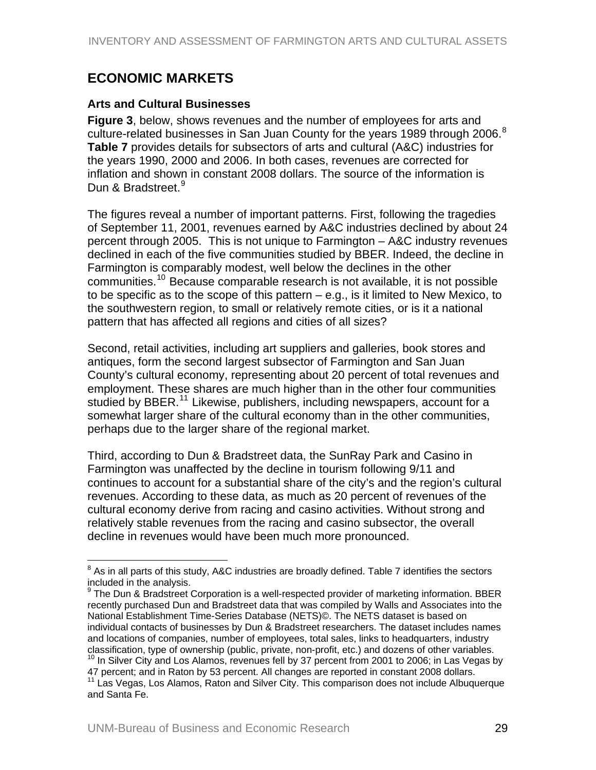## ECONOMIC MARKETS

### Arts and Cultural Businesses

**Figure 3**, below, shows revenues and the number of employees for arts and culture-related businesses in San Juan County for the years 1989 through 2006.[8] **Table 7** provides details for subsectors of arts and cultural (A&C) industries for the years 1990, 2000 and 2006. In both cases, revenues are corrected for inflation and shown in constant 2008 dollars. The source of the information is Dun & Bradstreet.[9]

The figures reveal a number of important patterns. First, following the tragedies of September 11, 2001, revenues earned by A&C industries declined by about 24 percent through 2005. This is not unique to Farmington – A&C industry revenues declined in each of the five communities studied by BBER. Indeed, the decline in Farmington is comparably modest, well below the declines in the other communities.[10] Because comparable research is not available, it is not possible to be specific as to the scope of this pattern – e.g., is it limited to New Mexico, to the southwestern region, to small or relatively remote cities, or is it a national pattern that has affected all regions and cities of all sizes?

Second, retail activities, including art suppliers and galleries, book stores and antiques, form the second largest subsector of Farmington and San Juan County's cultural economy, representing about 20 percent of total revenues and employment. These shares are much higher than in the other four communities studied by BBER.[11] Likewise, publishers, including newspapers, account for a somewhat larger share of the cultural economy than in the other communities, perhaps due to the larger share of the regional market.

Third, according to Dun & Bradstreet data, the SunRay Park and Casino in Farmington was unaffected by the decline in tourism following 9/11 and continues to account for a substantial share of the city's and the region's cultural revenues. According to these data, as much as 20 percent of revenues of the cultural economy derive from racing and casino activities. Without strong and relatively stable revenues from the racing and casino subsector, the overall decline in revenues would have been much more pronounced.

---

[8] As in all parts of this study, A&C industries are broadly defined. Table 7 identifies the sectors included in the analysis.

[9] The Dun & Bradstreet Corporation is a well-respected provider of marketing information. BBER recently purchased Dun and Bradstreet data that was compiled by Walls and Associates into the National Establishment Time-Series Database (NETS)©. The NETS dataset is based on individual contacts of businesses by Dun & Bradstreet researchers. The dataset includes names and locations of companies, number of employees, total sales, links to headquarters, industry classification, type of ownership (public, private, non-profit, etc.) and dozens of other variables.

[10] In Silver City and Los Alamos, revenues fell by 37 percent from 2001 to 2006; in Las Vegas by 47 percent; and in Raton by 53 percent. All changes are reported in constant 2008 dollars.

[11] Las Vegas, Los Alamos, Raton and Silver City. This comparison does not include Albuquerque and Santa Fe.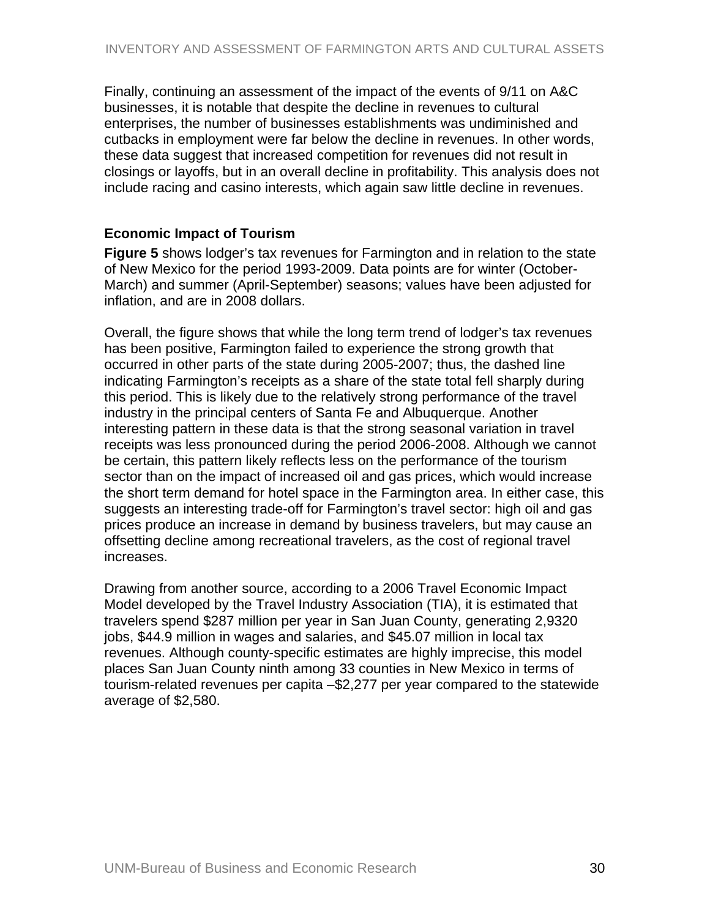Finally, continuing an assessment of the impact of the events of 9/11 on A&C businesses, it is notable that despite the decline in revenues to cultural enterprises, the number of businesses establishments was undiminished and cutbacks in employment were far below the decline in revenues. In other words, these data suggest that increased competition for revenues did not result in closings or layoffs, but in an overall decline in profitability. This analysis does not include racing and casino interests, which again saw little decline in revenues.

### Economic Impact of Tourism

**Figure 5** shows lodger's tax revenues for Farmington and in relation to the state of New Mexico for the period 1993-2009. Data points are for winter (October-March) and summer (April-September) seasons; values have been adjusted for inflation, and are in 2008 dollars.

Overall, the figure shows that while the long term trend of lodger's tax revenues has been positive, Farmington failed to experience the strong growth that occurred in other parts of the state during 2005-2007; thus, the dashed line indicating Farmington's receipts as a share of the state total fell sharply during this period. This is likely due to the relatively strong performance of the travel industry in the principal centers of Santa Fe and Albuquerque. Another interesting pattern in these data is that the strong seasonal variation in travel receipts was less pronounced during the period 2006-2008. Although we cannot be certain, this pattern likely reflects less on the performance of the tourism sector than on the impact of increased oil and gas prices, which would increase the short term demand for hotel space in the Farmington area. In either case, this suggests an interesting trade-off for Farmington's travel sector: high oil and gas prices produce an increase in demand by business travelers, but may cause an offsetting decline among recreational travelers, as the cost of regional travel increases.

Drawing from another source, according to a 2006 Travel Economic Impact Model developed by the Travel Industry Association (TIA), it is estimated that travelers spend $287 million per year in San Juan County, generating 2,9320 jobs, $44.9 million in wages and salaries, and $45.07 million in local tax revenues. Although county-specific estimates are highly imprecise, this model places San Juan County ninth among 33 counties in New Mexico in terms of tourism-related revenues per capita –$2,277 per year compared to the statewide average of $2,580.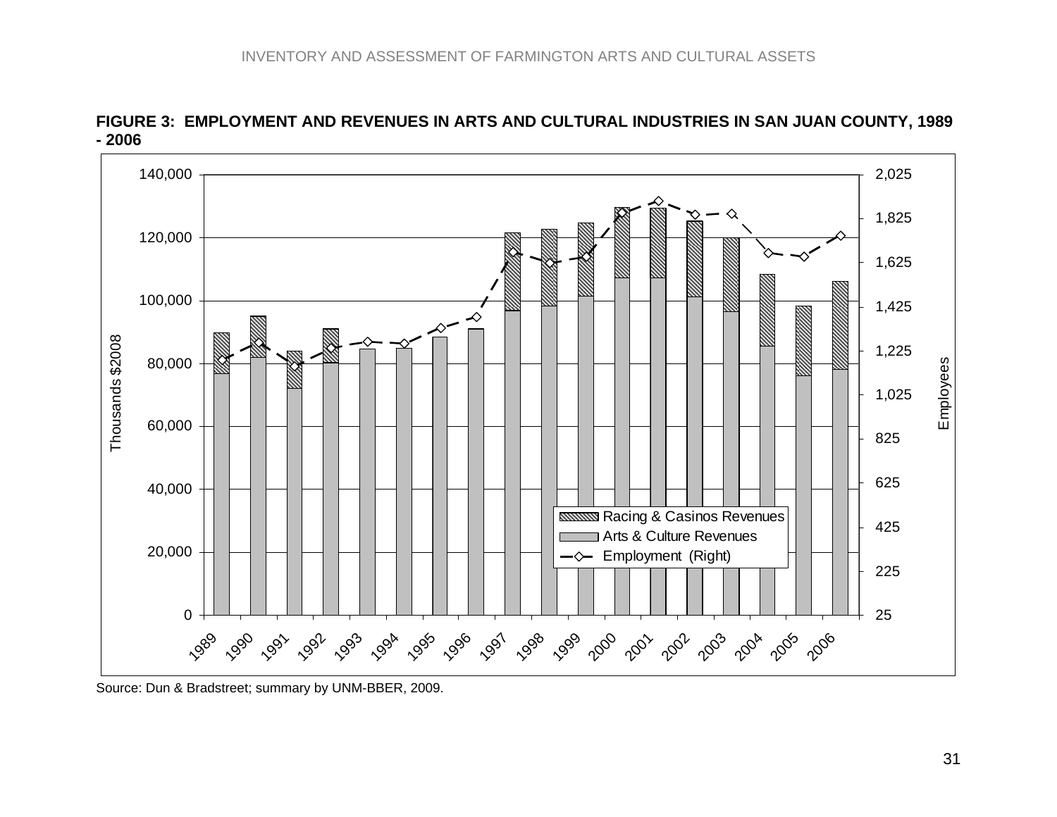**FIGURE 3: EMPLOYMENT AND REVENUES IN ARTS AND CULTURAL INDUSTRIES IN SAN JUAN COUNTY, 1989 - 2006**

Source: Dun & Bradstreet; summary by UNM-BBER, 2009.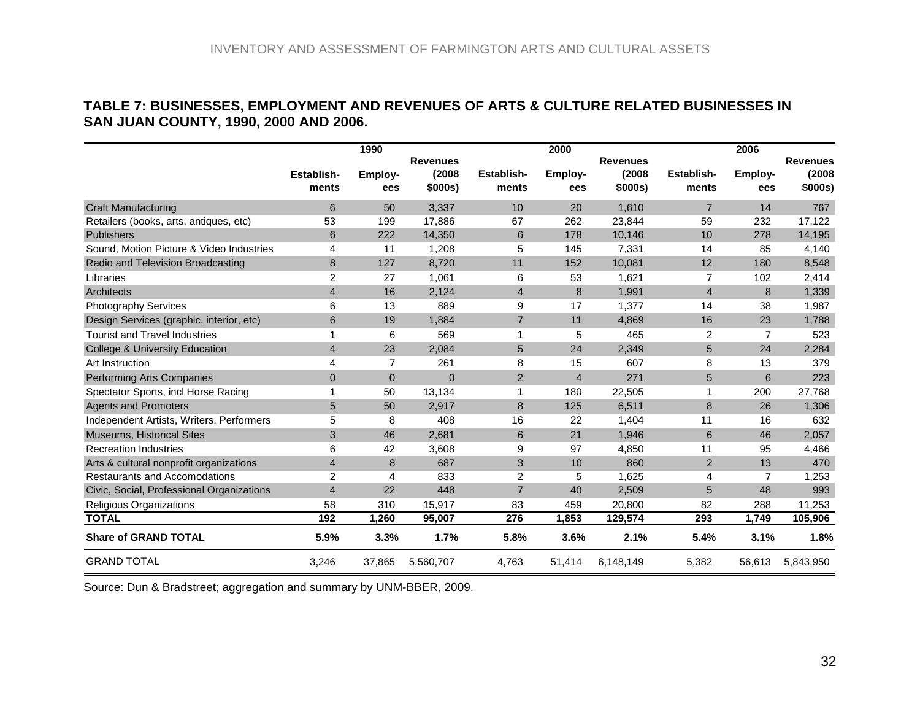**TABLE 7: BUSINESSES, EMPLOYMENT AND REVENUES OF ARTS & CULTURE RELATED BUSINESSES IN SAN JUAN COUNTY, 1990, 2000 AND 2006.**

| | 1990 | | | 2000 | | | 2006 | | |
|---|---|---|---|---|---|---|---|---|---|
| | Establish-ments | Employ-ees | Revenues (2008 $000s) | Establish-ments | Employ-ees | Revenues (2008 $000s) | Establish-ments | Employ-ees | Revenues (2008 $000s) |
| Craft Manufacturing | 6 | 50 | 3,337 | 10 | 20 | 1,610 | 7 | 14 | 767 |
| Retailers (books, arts, antiques, etc) | 53 | 199 | 17,886 | 67 | 262 | 23,844 | 59 | 232 | 17,122 |
| Publishers | 6 | 222 | 14,350 | 6 | 178 | 10,146 | 10 | 278 | 14,195 |
| Sound, Motion Picture & Video Industries | 4 | 11 | 1,208 | 5 | 145 | 7,331 | 14 | 85 | 4,140 |
| Radio and Television Broadcasting | 8 | 127 | 8,720 | 11 | 152 | 10,081 | 12 | 180 | 8,548 |
| Libraries | 2 | 27 | 1,061 | 6 | 53 | 1,621 | 7 | 102 | 2,414 |
| Architects | 4 | 16 | 2,124 | 4 | 8 | 1,991 | 4 | 8 | 1,339 |
| Photography Services | 6 | 13 | 889 | 9 | 17 | 1,377 | 14 | 38 | 1,987 |
| Design Services (graphic, interior, etc) | 6 | 19 | 1,884 | 7 | 11 | 4,869 | 16 | 23 | 1,788 |
| Tourist and Travel Industries | 1 | 6 | 569 | 1 | 5 | 465 | 2 | 7 | 523 |
| College & University Education | 4 | 23 | 2,084 | 5 | 24 | 2,349 | 5 | 24 | 2,284 |
| Art Instruction | 4 | 7 | 261 | 8 | 15 | 607 | 8 | 13 | 379 |
| Performing Arts Companies | 0 | 0 | 0 | 2 | 4 | 271 | 5 | 6 | 223 |
| Spectator Sports, incl Horse Racing | 1 | 50 | 13,134 | 1 | 180 | 22,505 | 1 | 200 | 27,768 |
| Agents and Promoters | 5 | 50 | 2,917 | 8 | 125 | 6,511 | 8 | 26 | 1,306 |
| Independent Artists, Writers, Performers | 5 | 8 | 408 | 16 | 22 | 1,404 | 11 | 16 | 632 |
| Museums, Historical Sites | 3 | 46 | 2,681 | 6 | 21 | 1,946 | 6 | 46 | 2,057 |
| Recreation Industries | 6 | 42 | 3,608 | 9 | 97 | 4,850 | 11 | 95 | 4,466 |
| Arts & cultural nonprofit organizations | 4 | 8 | 687 | 3 | 10 | 860 | 2 | 13 | 470 |
| Restaurants and Accomodations | 2 | 4 | 833 | 2 | 5 | 1,625 | 4 | 7 | 1,253 |
| Civic, Social, Professional Organizations | 4 | 22 | 448 | 7 | 40 | 2,509 | 5 | 48 | 993 |
| Religious Organizations | 58 | 310 | 15,917 | 83 | 459 | 20,800 | 82 | 288 | 11,253 |
| **TOTAL** | **192** | **1,260** | **95,007** | **276** | **1,853** | **129,574** | **293** | **1,749** | **105,906** |
| **Share of GRAND TOTAL** | **5.9%** | **3.3%** | **1.7%** | **5.8%** | **3.6%** | **2.1%** | **5.4%** | **3.1%** | **1.8%** |
| GRAND TOTAL | 3,246 | 37,865 | 5,560,707 | 4,763 | 51,414 | 6,148,149 | 5,382 | 56,613 | 5,843,950 |

Source: Dun & Bradstreet; aggregation and summary by UNM-BBER, 2009.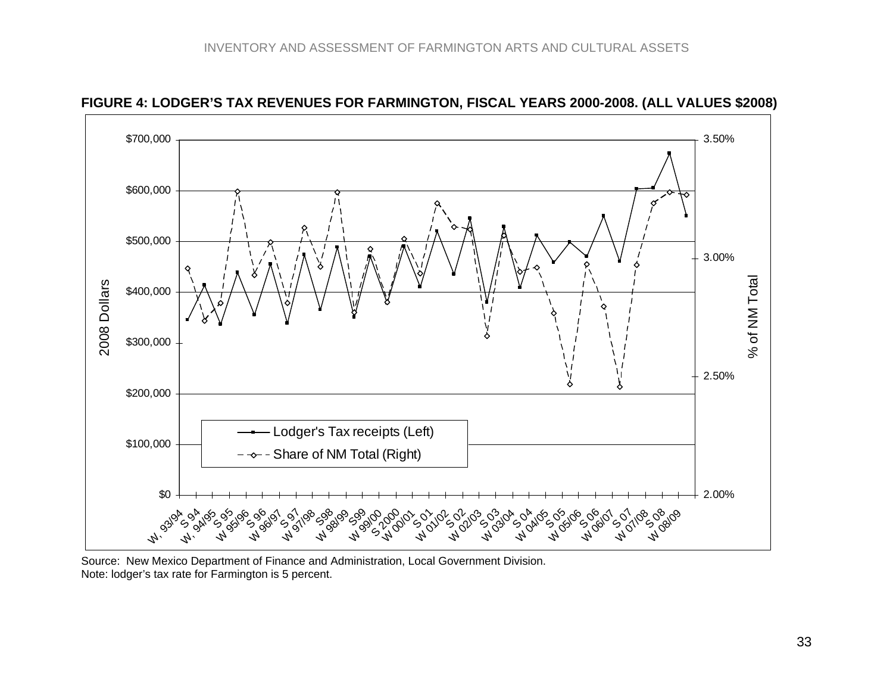**FIGURE 4: LODGER'S TAX REVENUES FOR FARMINGTON, FISCAL YEARS 2000-2008. (ALL VALUES $2008)**

Source: New Mexico Department of Finance and Administration, Local Government Division.
Note: lodger's tax rate for Farmington is 5 percent.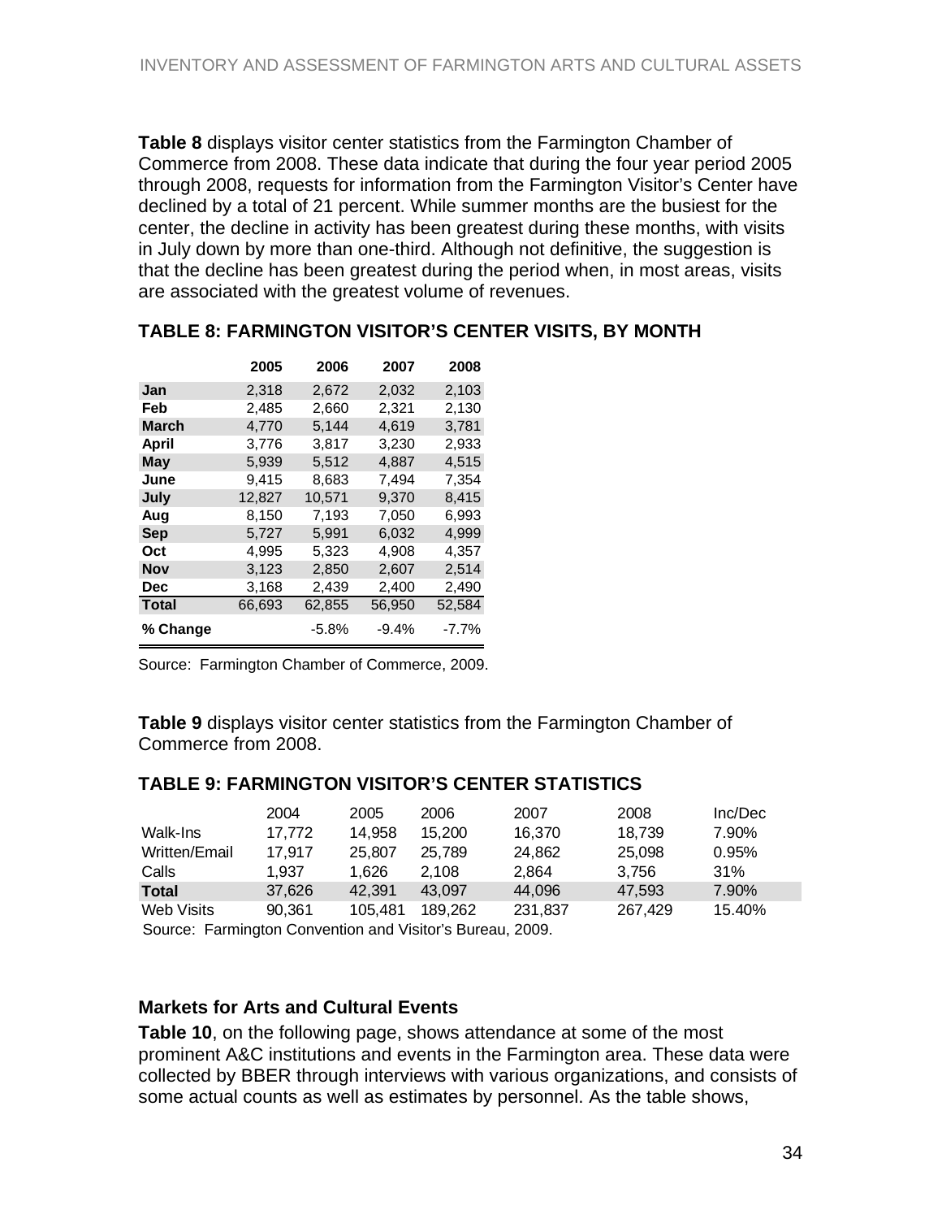**Table 8** displays visitor center statistics from the Farmington Chamber of Commerce from 2008. These data indicate that during the four year period 2005 through 2008, requests for information from the Farmington Visitor's Center have declined by a total of 21 percent. While summer months are the busiest for the center, the decline in activity has been greatest during these months, with visits in July down by more than one-third. Although not definitive, the suggestion is that the decline has been greatest during the period when, in most areas, visits are associated with the greatest volume of revenues.

### TABLE 8: FARMINGTON VISITOR'S CENTER VISITS, BY MONTH

| | 2005 | 2006 | 2007 | 2008 |
|---|---|---|---|---|
| Jan | 2,318 | 2,672 | 2,032 | 2,103 |
| Feb | 2,485 | 2,660 | 2,321 | 2,130 |
| March | 4,770 | 5,144 | 4,619 | 3,781 |
| April | 3,776 | 3,817 | 3,230 | 2,933 |
| May | 5,939 | 5,512 | 4,887 | 4,515 |
| June | 9,415 | 8,683 | 7,494 | 7,354 |
| July | 12,827 | 10,571 | 9,370 | 8,415 |
| Aug | 8,150 | 7,193 | 7,050 | 6,993 |
| Sep | 5,727 | 5,991 | 6,032 | 4,999 |
| Oct | 4,995 | 5,323 | 4,908 | 4,357 |
| Nov | 3,123 | 2,850 | 2,607 | 2,514 |
| Dec | 3,168 | 2,439 | 2,400 | 2,490 |
| **Total** | 66,693 | 62,855 | 56,950 | 52,584 |
| **% Change** | | -5.8% | -9.4% | -7.7% |

Source: Farmington Chamber of Commerce, 2009.

**Table 9** displays visitor center statistics from the Farmington Chamber of Commerce from 2008.

### TABLE 9: FARMINGTON VISITOR'S CENTER STATISTICS

| | 2004 | 2005 | 2006 | 2007 | 2008 | Inc/Dec |
|---|---|---|---|---|---|---|
| Walk-Ins | 17,772 | 14,958 | 15,200 | 16,370 | 18,739 | 7.90% |
| Written/Email | 17,917 | 25,807 | 25,789 | 24,862 | 25,098 | 0.95% |
| Calls | 1,937 | 1,626 | 2,108 | 2,864 | 3,756 | 31% |
| **Total** | 37,626 | 42,391 | 43,097 | 44,096 | 47,593 | 7.90% |
| Web Visits | 90,361 | 105,481 | 189,262 | 231,837 | 267,429 | 15.40% |

Source: Farmington Convention and Visitor's Bureau, 2009.

### Markets for Arts and Cultural Events

**Table 10**, on the following page, shows attendance at some of the most prominent A&C institutions and events in the Farmington area. These data were collected by BBER through interviews with various organizations, and consists of some actual counts as well as estimates by personnel. As the table shows,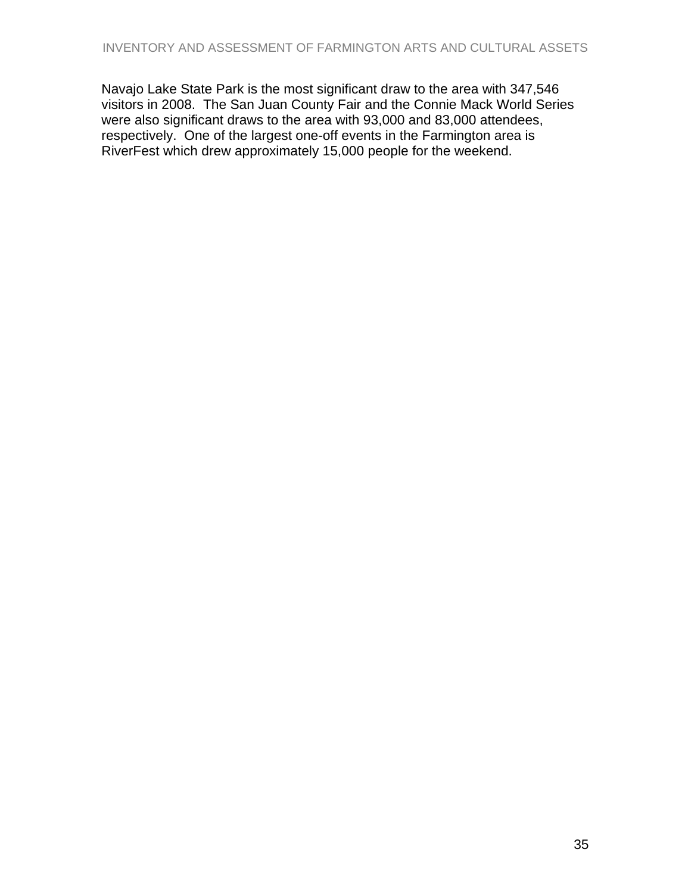Navajo Lake State Park is the most significant draw to the area with 347,546 visitors in 2008. The San Juan County Fair and the Connie Mack World Series were also significant draws to the area with 93,000 and 83,000 attendees, respectively. One of the largest one-off events in the Farmington area is RiverFest which drew approximately 15,000 people for the weekend.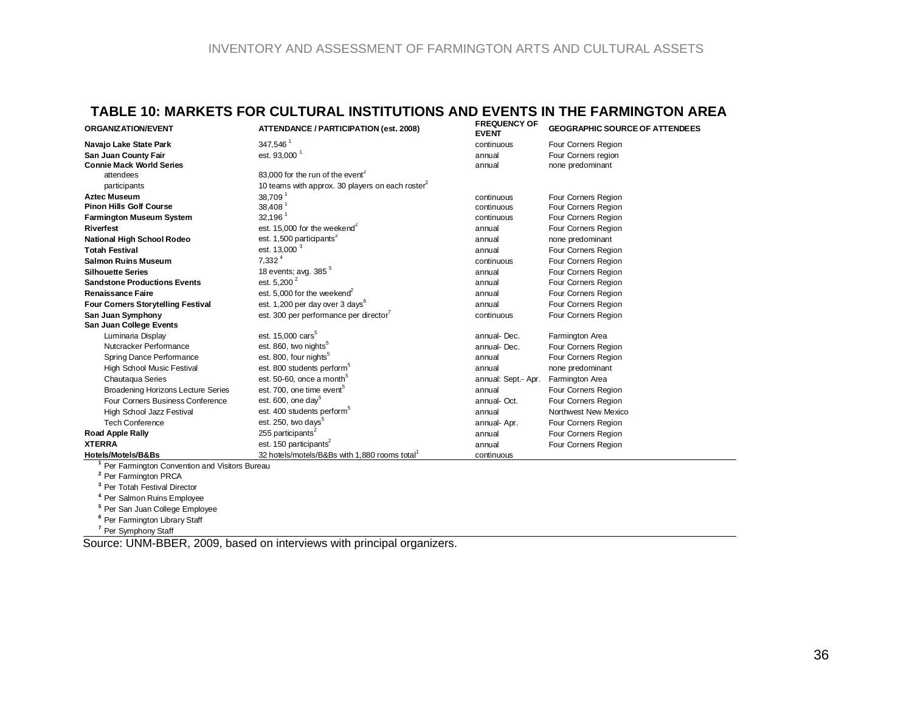## TABLE 10: MARKETS FOR CULTURAL INSTITUTIONS AND EVENTS IN THE FARMINGTON AREA

| ORGANIZATION/EVENT | ATTENDANCE / PARTICIPATION (est. 2008) | FREQUENCY OF EVENT | GEOGRAPHIC SOURCE OF ATTENDEES |
|---|---|---|---|
| **Navajo Lake State Park** | 347,546 [1] | continuous | Four Corners Region |
| **San Juan County Fair** | est. 93,000 [1] | annual | Four Corners region |
| **Connie Mack World Series** | | annual | none predominant |
| attendees | 83,000 for the run of the event [2] | | |
| participants | 10 teams with approx. 30 players on each roster [2] | | |
| **Aztec Museum** | 38,709 [1] | continuous | Four Corners Region |
| **Pinon Hills Golf Course** | 38,408 [1] | continuous | Four Corners Region |
| **Farmington Museum System** | 32,196 [1] | continuous | Four Corners Region |
| **Riverfest** | est. 15,000 for the weekend [2] | annual | Four Corners Region |
| **National High School Rodeo** | est. 1,500 participants [2] | annual | none predominant |
| **Totah Festival** | est. 13,000 [3] | annual | Four Corners Region |
| **Salmon Ruins Museum** | 7,332 [4] | continuous | Four Corners Region |
| **Silhouette Series** | 18 events; avg. 385 [5] | annual | Four Corners Region |
| **Sandstone Productions Events** | est. 5,200 [2] | annual | Four Corners Region |
| **Renaissance Faire** | est. 5,000 for the weekend [2] | annual | Four Corners Region |
| **Four Corners Storytelling Festival** | est. 1,200 per day over 3 days [6] | annual | Four Corners Region |
| **San Juan Symphony** | est. 300 per performance per director [7] | continuous | Four Corners Region |
| **San Juan College Events** | | | |
| Luminaria Display | est. 15,000 cars [5] | annual- Dec. | Farmington Area |
| Nutcracker Performance | est. 860, two nights [5] | annual- Dec. | Four Corners Region |
| Spring Dance Performance | est. 800, four nights [5] | annual | Four Corners Region |
| High School Music Festival | est. 800 students perform [5] | annual | none predominant |
| Chautaqua Series | est. 50-60, once a month [5] | annual: Sept.- Apr. | Farmington Area |
| Broadening Horizons Lecture Series | est. 700, one time event [5] | annual | Four Corners Region |
| Four Corners Business Conference | est. 600, one day [5] | annual- Oct. | Four Corners Region |
| High School Jazz Festival | est. 400 students perform [5] | annual | Northwest New Mexico |
| Tech Conference | est. 250, two days [5] | annual- Apr. | Four Corners Region |
| **Road Apple Rally** | 255 participants [2] | annual | Four Corners Region |
| **XTERRA** | est. 150 participants [2] | annual | Four Corners Region |
| **Hotels/Motels/B&Bs** | 32 hotels/motels/B&Bs with 1,880 rooms total [1] | continuous | |

[1] Per Farmington Convention and Visitors Bureau
[2] Per Farmington PRCA
[3] Per Totah Festival Director
[4] Per Salmon Ruins Employee
[5] Per San Juan College Employee
[6] Per Farmington Library Staff
[7] Per Symphony Staff

Source: UNM-BBER, 2009, based on interviews with principal organizers.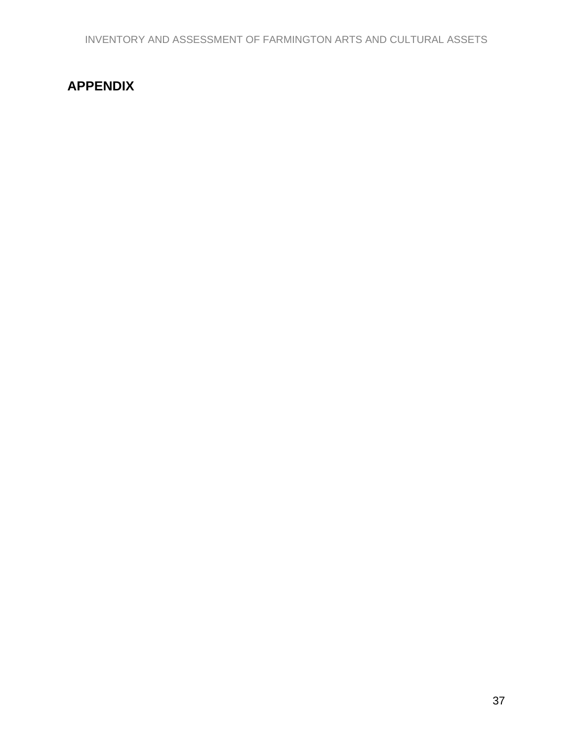## APPENDIX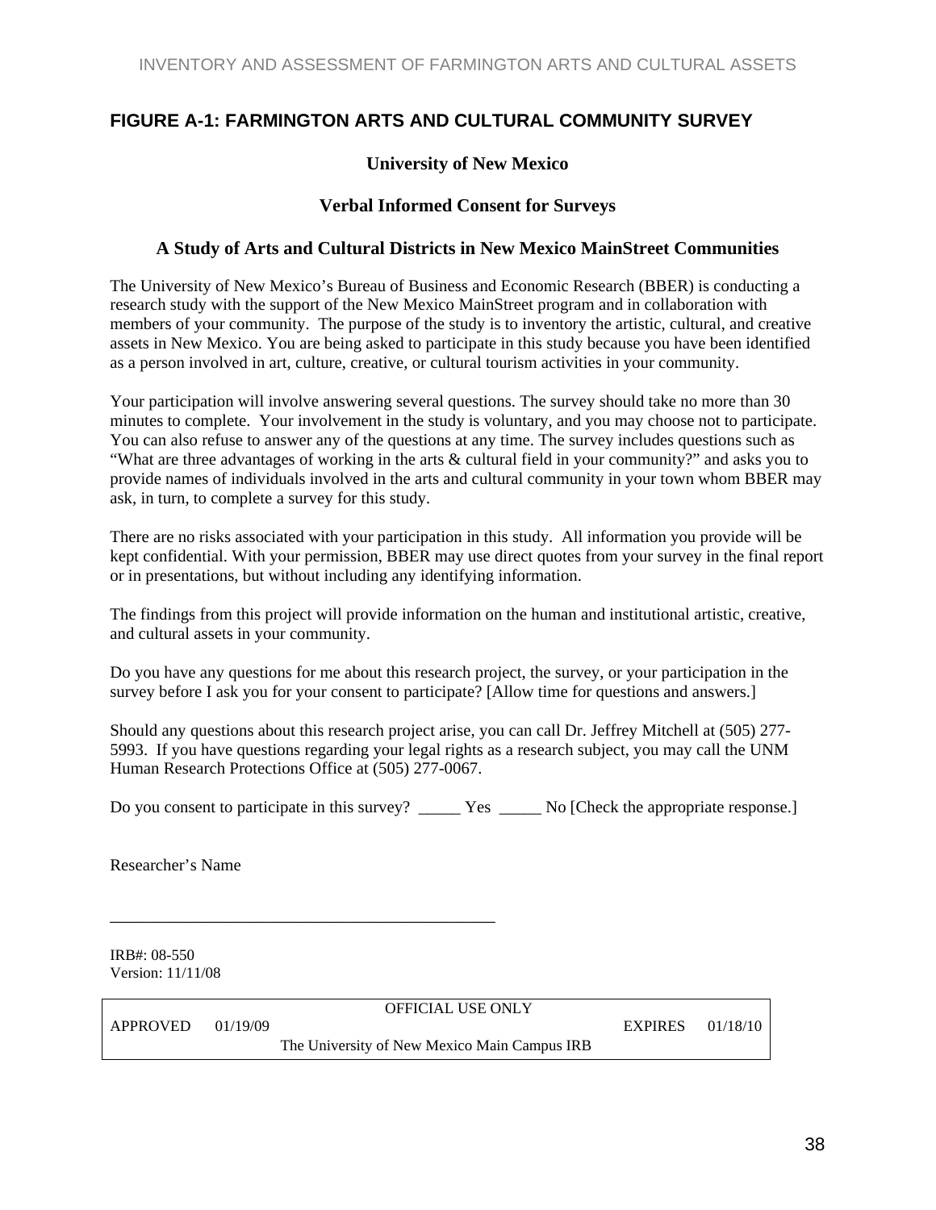## FIGURE A-1: FARMINGTON ARTS AND CULTURAL COMMUNITY SURVEY

**University of New Mexico**

**Verbal Informed Consent for Surveys**

**A Study of Arts and Cultural Districts in New Mexico MainStreet Communities**

The University of New Mexico's Bureau of Business and Economic Research (BBER) is conducting a research study with the support of the New Mexico MainStreet program and in collaboration with members of your community. The purpose of the study is to inventory the artistic, cultural, and creative assets in New Mexico. You are being asked to participate in this study because you have been identified as a person involved in art, culture, creative, or cultural tourism activities in your community.

Your participation will involve answering several questions. The survey should take no more than 30 minutes to complete. Your involvement in the study is voluntary, and you may choose not to participate. You can also refuse to answer any of the questions at any time. The survey includes questions such as "What are three advantages of working in the arts & cultural field in your community?" and asks you to provide names of individuals involved in the arts and cultural community in your town whom BBER may ask, in turn, to complete a survey for this study.

There are no risks associated with your participation in this study. All information you provide will be kept confidential. With your permission, BBER may use direct quotes from your survey in the final report or in presentations, but without including any identifying information.

The findings from this project will provide information on the human and institutional artistic, creative, and cultural assets in your community.

Do you have any questions for me about this research project, the survey, or your participation in the survey before I ask you for your consent to participate? [Allow time for questions and answers.]

Should any questions about this research project arise, you can call Dr. Jeffrey Mitchell at (505) 277-5993. If you have questions regarding your legal rights as a research subject, you may call the UNM Human Research Protections Office at (505) 277-0067.

Do you consent to participate in this survey? _____ Yes _____ No [Check the appropriate response.]

Researcher's Name

_______________________________________________

IRB#: 08-550
Version: 11/11/08

| OFFICIAL USE ONLY | | |
|---|---|---|
| APPROVED 01/19/09 | | EXPIRES 01/18/10 |
| The University of New Mexico Main Campus IRB | | |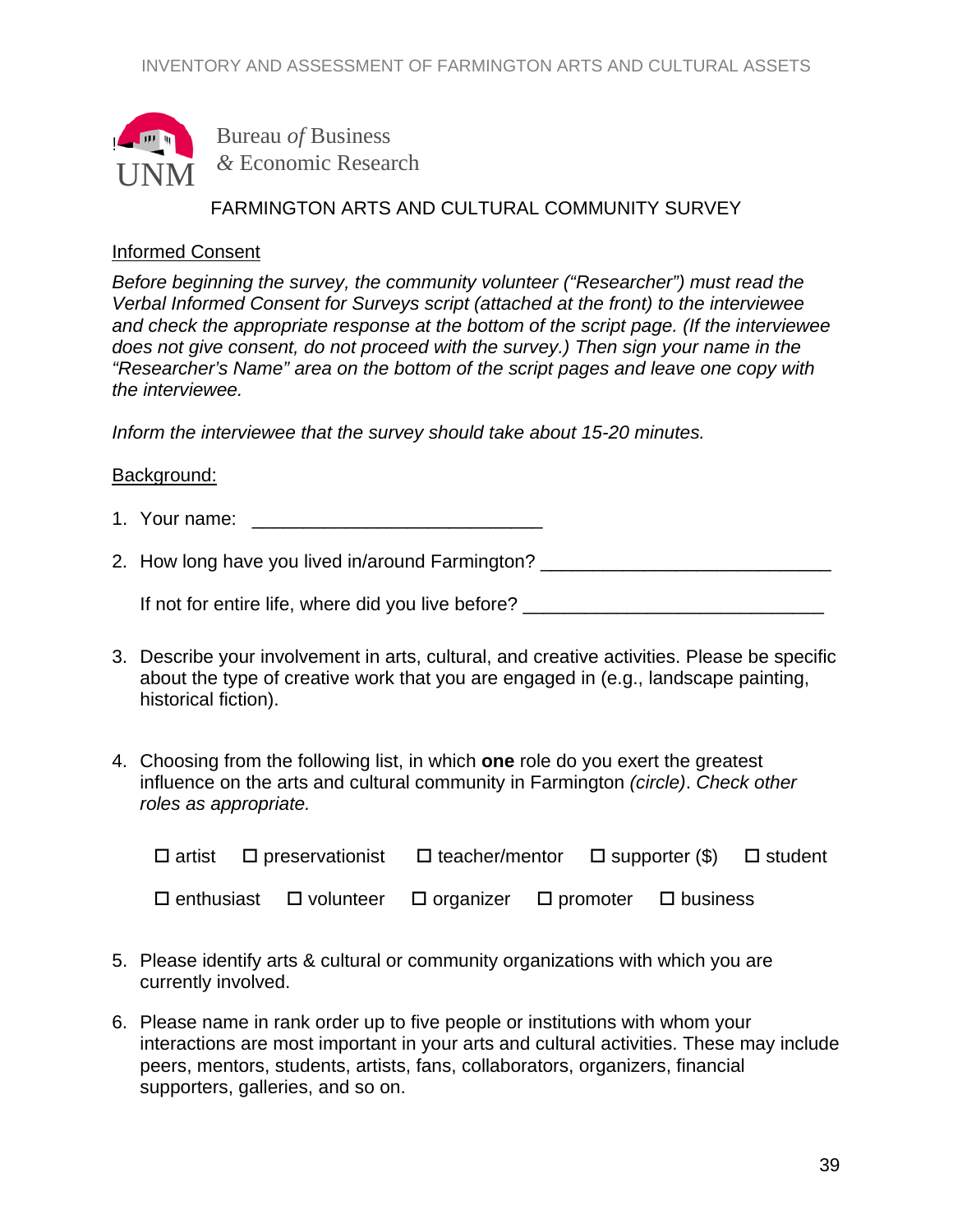Bureau *of* Business
& Economic Research

UNM

FARMINGTON ARTS AND CULTURAL COMMUNITY SURVEY

Informed Consent

*Before beginning the survey, the community volunteer ("Researcher") must read the Verbal Informed Consent for Surveys script (attached at the front) to the interviewee and check the appropriate response at the bottom of the script page. (If the interviewee does not give consent, do not proceed with the survey.) Then sign your name in the "Researcher's Name" area on the bottom of the script pages and leave one copy with the interviewee.*

*Inform the interviewee that the survey should take about 15-20 minutes.*

Background:

1. Your name: ____________________________

2. How long have you lived in/around Farmington? ____________________________

   If not for entire life, where did you live before? ____________________________

3. Describe your involvement in arts, cultural, and creative activities. Please be specific about the type of creative work that you are engaged in (e.g., landscape painting, historical fiction).

4. Choosing from the following list, in which **one** role do you exert the greatest influence on the arts and cultural community in Farmington *(circle)*. *Check other roles as appropriate.*

   ☐ artist ☐ preservationist ☐ teacher/mentor ☐ supporter ($) ☐ student

   ☐ enthusiast ☐ volunteer ☐ organizer ☐ promoter ☐ business

5. Please identify arts & cultural or community organizations with which you are currently involved.

6. Please name in rank order up to five people or institutions with whom your interactions are most important in your arts and cultural activities. These may include peers, mentors, students, artists, fans, collaborators, organizers, financial supporters, galleries, and so on.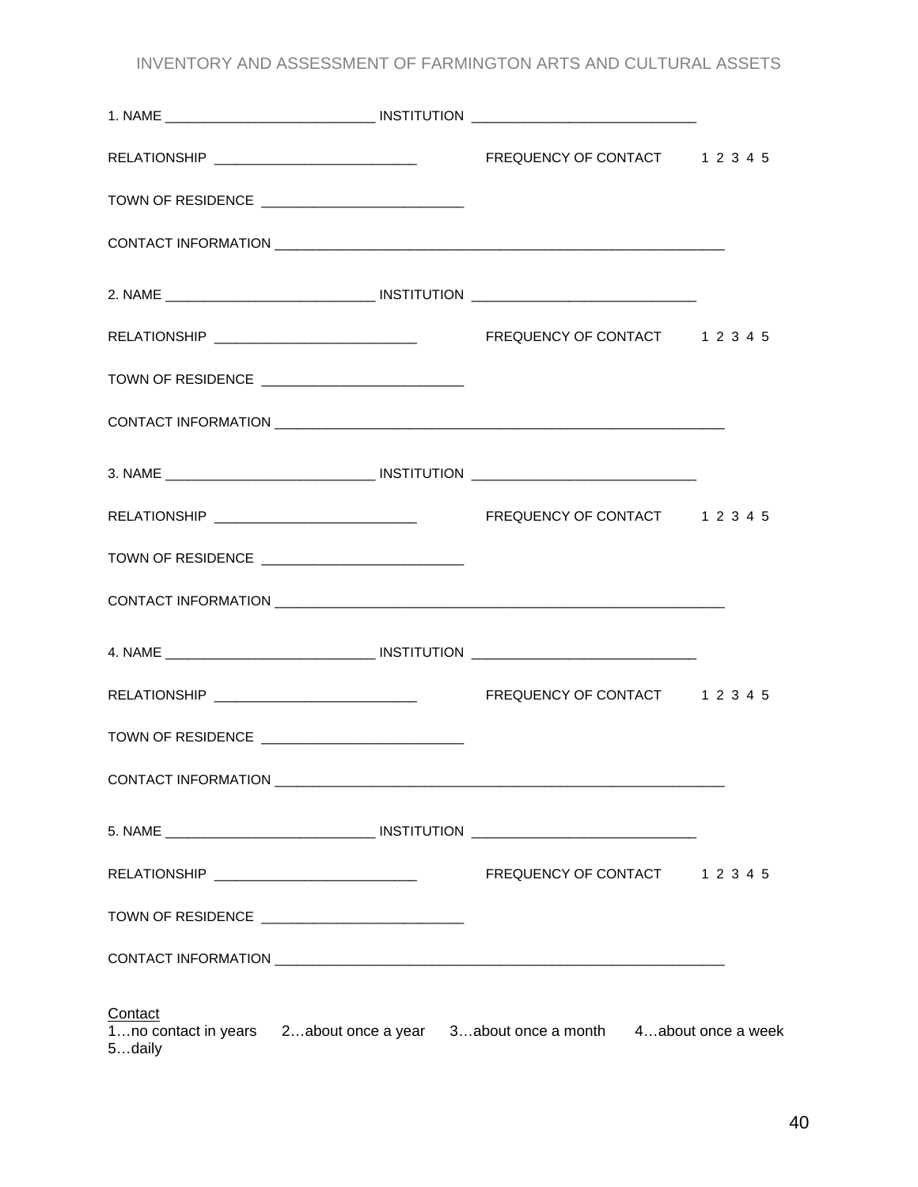1. NAME ___________________________ INSTITUTION _____________________________

RELATIONSHIP __________________________ FREQUENCY OF CONTACT 1 2 3 4 5

TOWN OF RESIDENCE __________________________

CONTACT INFORMATION ____________________________________________________________

2. NAME ___________________________ INSTITUTION _____________________________

RELATIONSHIP __________________________ FREQUENCY OF CONTACT 1 2 3 4 5

TOWN OF RESIDENCE __________________________

CONTACT INFORMATION ____________________________________________________________

3. NAME ___________________________ INSTITUTION _____________________________

RELATIONSHIP __________________________ FREQUENCY OF CONTACT 1 2 3 4 5

TOWN OF RESIDENCE __________________________

CONTACT INFORMATION ____________________________________________________________

4. NAME ___________________________ INSTITUTION _____________________________

RELATIONSHIP __________________________ FREQUENCY OF CONTACT 1 2 3 4 5

TOWN OF RESIDENCE __________________________

CONTACT INFORMATION ____________________________________________________________

5. NAME ___________________________ INSTITUTION _____________________________

RELATIONSHIP __________________________ FREQUENCY OF CONTACT 1 2 3 4 5

TOWN OF RESIDENCE __________________________

CONTACT INFORMATION ____________________________________________________________

<u>Contact</u>
1…no contact in years 2…about once a year 3…about once a month 4…about once a week 5…daily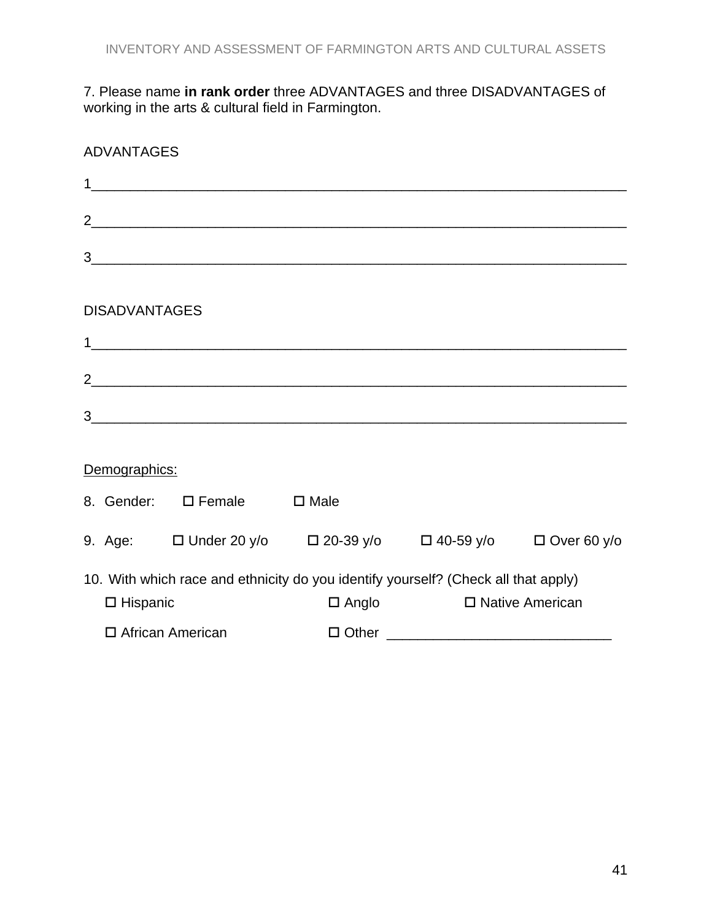7. Please name **in rank order** three ADVANTAGES and three DISADVANTAGES of working in the arts & cultural field in Farmington.

ADVANTAGES

1______________________________________________________________________

2______________________________________________________________________

3______________________________________________________________________

DISADVANTAGES

1______________________________________________________________________

2______________________________________________________________________

3______________________________________________________________________

<u>Demographics:</u>

8. Gender: ☐ Female ☐ Male

9. Age: ☐ Under 20 y/o ☐ 20-39 y/o ☐ 40-59 y/o ☐ Over 60 y/o

10. With which race and ethnicity do you identify yourself? (Check all that apply)

☐ Hispanic ☐ Anglo ☐ Native American

☐ African American ☐ Other _____________________________